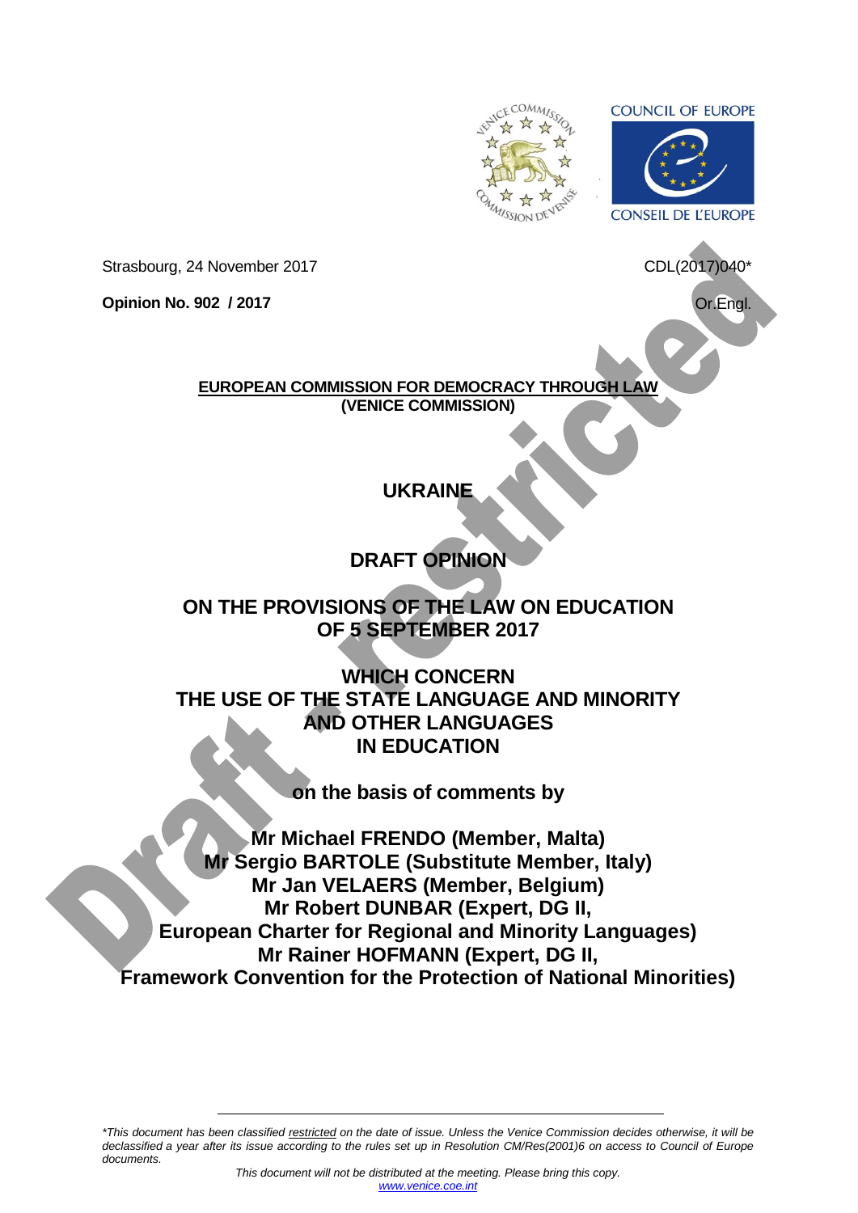Strasbourg, 24 November 2017

CDL(2017)040*

**Opinion No. 902 / 2017**

Or.Engl.

**EUROPEAN COMMISSION FOR DEMOCRACY THROUGH LAW**
**(VENICE COMMISSION)**

# UKRAINE

# DRAFT OPINION

# ON THE PROVISIONS OF THE LAW ON EDUCATION OF 5 SEPTEMBER 2017

# WHICH CONCERN THE USE OF THE STATE LANGUAGE AND MINORITY AND OTHER LANGUAGES IN EDUCATION

**on the basis of comments by**

**Mr Michael FRENDO (Member, Malta)**
**Mr Sergio BARTOLE (Substitute Member, Italy)**
**Mr Jan VELAERS (Member, Belgium)**
**Mr Robert DUNBAR (Expert, DG II, European Charter for Regional and Minority Languages)**
**Mr Rainer HOFMANN (Expert, DG II, Framework Convention for the Protection of National Minorities)**

Draft – restricted

*\*This document has been classified restricted on the date of issue. Unless the Venice Commission decides otherwise, it will be declassified a year after its issue according to the rules set up in Resolution CM/Res(2001)6 on access to Council of Europe documents.*

*This document will not be distributed at the meeting. Please bring this copy.*
www.venice.coe.int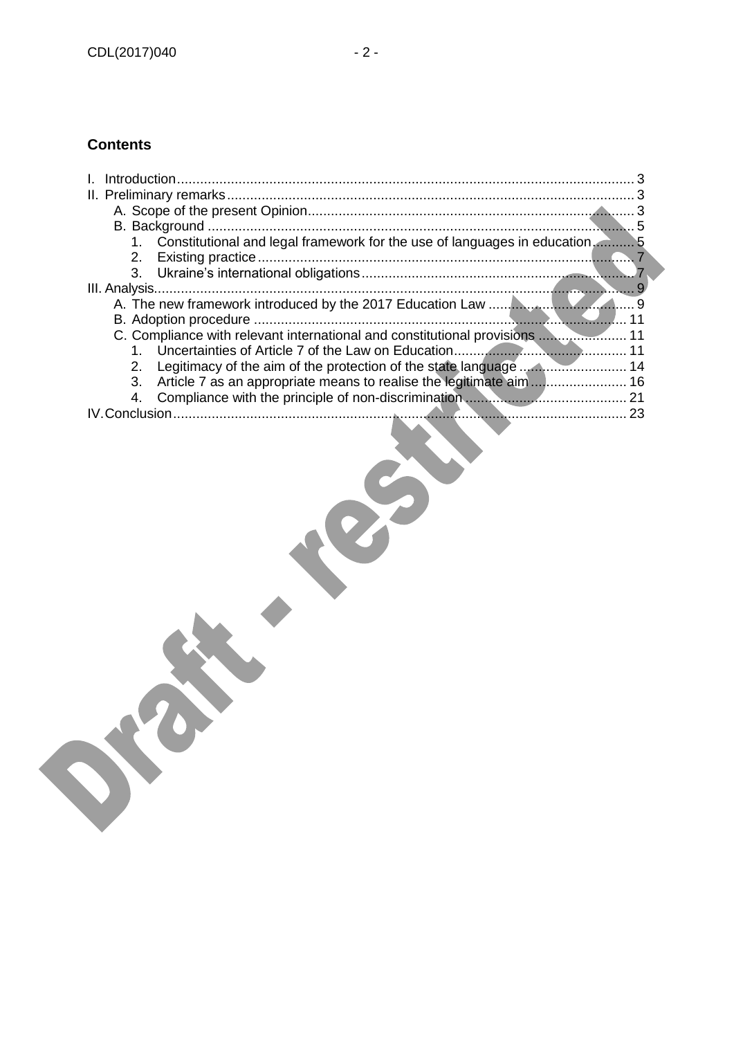## Contents

- I. Introduction ........ 3
- II. Preliminary remarks ........ 3
  - A. Scope of the present Opinion ........ 3
  - B. Background ........ 5
    1. Constitutional and legal framework for the use of languages in education ........ 5
    2. Existing practice ........ 7
    3. Ukraine's international obligations ........ 7
- III. Analysis ........ 9
  - A. The new framework introduced by the 2017 Education Law ........ 9
  - B. Adoption procedure ........ 11
  - C. Compliance with relevant international and constitutional provisions ........ 11
    1. Uncertainties of Article 7 of the Law on Education ........ 11
    2. Legitimacy of the aim of the protection of the state language ........ 14
    3. Article 7 as an appropriate means to realise the legitimate aim ........ 16
    4. Compliance with the principle of non-discrimination ........ 21
- IV. Conclusion ........ 23

Draft - restricted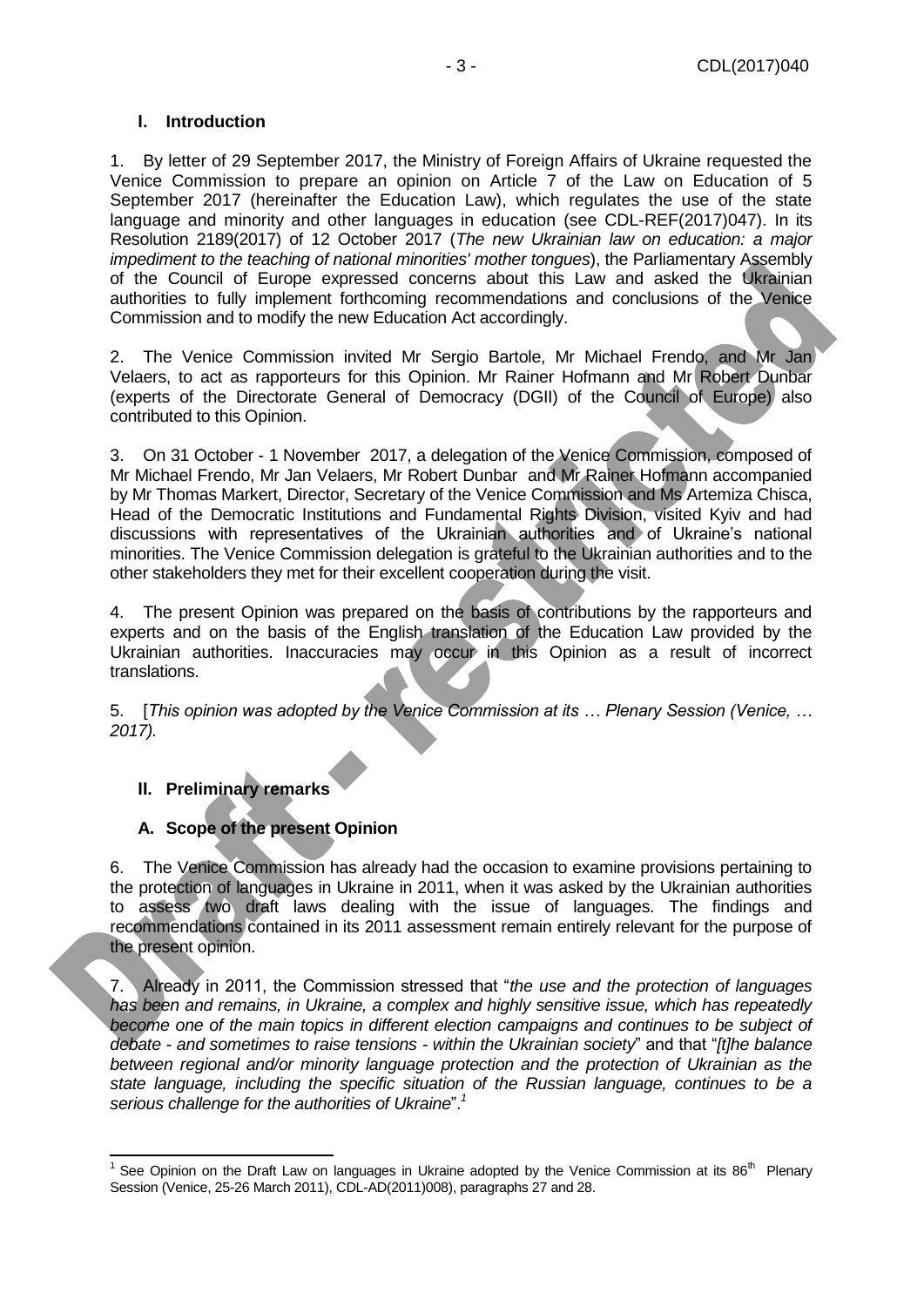## I. Introduction

1. By letter of 29 September 2017, the Ministry of Foreign Affairs of Ukraine requested the Venice Commission to prepare an opinion on Article 7 of the Law on Education of 5 September 2017 (hereinafter the Education Law), which regulates the use of the state language and minority and other languages in education (see CDL-REF(2017)047). In its Resolution 2189(2017) of 12 October 2017 (*The new Ukrainian law on education: a major impediment to the teaching of national minorities' mother tongues*), the Parliamentary Assembly of the Council of Europe expressed concerns about this Law and asked the Ukrainian authorities to fully implement forthcoming recommendations and conclusions of the Venice Commission and to modify the new Education Act accordingly.

2. The Venice Commission invited Mr Sergio Bartole, Mr Michael Frendo, and Mr Jan Velaers, to act as rapporteurs for this Opinion. Mr Rainer Hofmann and Mr Robert Dunbar (experts of the Directorate General of Democracy (DGII) of the Council of Europe) also contributed to this Opinion.

3. On 31 October - 1 November 2017, a delegation of the Venice Commission, composed of Mr Michael Frendo, Mr Jan Velaers, Mr Robert Dunbar and Mr Rainer Hofmann accompanied by Mr Thomas Markert, Director, Secretary of the Venice Commission and Ms Artemiza Chisca, Head of the Democratic Institutions and Fundamental Rights Division, visited Kyiv and had discussions with representatives of the Ukrainian authorities and of Ukraine's national minorities. The Venice Commission delegation is grateful to the Ukrainian authorities and to the other stakeholders they met for their excellent cooperation during the visit.

4. The present Opinion was prepared on the basis of contributions by the rapporteurs and experts and on the basis of the English translation of the Education Law provided by the Ukrainian authorities. Inaccuracies may occur in this Opinion as a result of incorrect translations.

5. [*This opinion was adopted by the Venice Commission at its … Plenary Session (Venice, … 2017).*

## II. Preliminary remarks

### A. Scope of the present Opinion

6. The Venice Commission has already had the occasion to examine provisions pertaining to the protection of languages in Ukraine in 2011, when it was asked by the Ukrainian authorities to assess two draft laws dealing with the issue of languages. The findings and recommendations contained in its 2011 assessment remain entirely relevant for the purpose of the present opinion.

7. Already in 2011, the Commission stressed that "*the use and the protection of languages has been and remains, in Ukraine, a complex and highly sensitive issue, which has repeatedly become one of the main topics in different election campaigns and continues to be subject of debate - and sometimes to raise tensions - within the Ukrainian society*" and that "*[t]he balance between regional and/or minority language protection and the protection of Ukrainian as the state language, including the specific situation of the Russian language, continues to be a serious challenge for the authorities of Ukraine*".[1]

---

[1] See Opinion on the Draft Law on languages in Ukraine adopted by the Venice Commission at its 86th Plenary Session (Venice, 25-26 March 2011), CDL-AD(2011)008, paragraphs 27 and 28.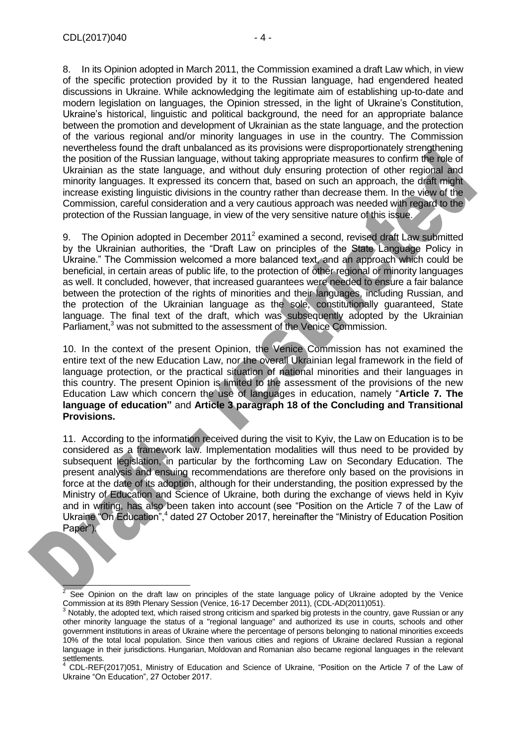8. In its Opinion adopted in March 2011, the Commission examined a draft Law which, in view of the specific protection provided by it to the Russian language, had engendered heated discussions in Ukraine. While acknowledging the legitimate aim of establishing up-to-date and modern legislation on languages, the Opinion stressed, in the light of Ukraine's Constitution, Ukraine's historical, linguistic and political background, the need for an appropriate balance between the promotion and development of Ukrainian as the state language, and the protection of the various regional and/or minority languages in use in the country. The Commission nevertheless found the draft unbalanced as its provisions were disproportionately strengthening the position of the Russian language, without taking appropriate measures to confirm the role of Ukrainian as the state language, and without duly ensuring protection of other regional and minority languages. It expressed its concern that, based on such an approach, the draft might increase existing linguistic divisions in the country rather than decrease them. In the view of the Commission, careful consideration and a very cautious approach was needed with regard to the protection of the Russian language, in view of the very sensitive nature of this issue.

9. The Opinion adopted in December 2011[2] examined a second, revised draft Law submitted by the Ukrainian authorities, the "Draft Law on principles of the State Language Policy in Ukraine." The Commission welcomed a more balanced text, and an approach which could be beneficial, in certain areas of public life, to the protection of other regional or minority languages as well. It concluded, however, that increased guarantees were needed to ensure a fair balance between the protection of the rights of minorities and their languages, including Russian, and the protection of the Ukrainian language as the sole, constitutionally guaranteed, State language. The final text of the draft, which was subsequently adopted by the Ukrainian Parliament,[3] was not submitted to the assessment of the Venice Commission.

10. In the context of the present Opinion, the Venice Commission has not examined the entire text of the new Education Law, nor the overall Ukrainian legal framework in the field of language protection, or the practical situation of national minorities and their languages in this country. The present Opinion is limited to the assessment of the provisions of the new Education Law which concern the use of languages in education, namely "**Article 7. The language of education"** and **Article 3 paragraph 18 of the Concluding and Transitional Provisions.**

11. According to the information received during the visit to Kyiv, the Law on Education is to be considered as a framework law. Implementation modalities will thus need to be provided by subsequent legislation, in particular by the forthcoming Law on Secondary Education. The present analysis and ensuing recommendations are therefore only based on the provisions in force at the date of its adoption, although for their understanding, the position expressed by the Ministry of Education and Science of Ukraine, both during the exchange of views held in Kyiv and in writing, has also been taken into account (see "Position on the Article 7 of the Law of Ukraine "On Education",[4] dated 27 October 2017, hereinafter the "Ministry of Education Position Paper").

---

[2] See Opinion on the draft law on principles of the state language policy of Ukraine adopted by the Venice Commission at its 89th Plenary Session (Venice, 16-17 December 2011), (CDL-AD(2011)051).

[3] Notably, the adopted text, which raised strong criticism and sparked big protests in the country, gave Russian or any other minority language the status of a "regional language" and authorized its use in courts, schools and other government institutions in areas of Ukraine where the percentage of persons belonging to national minorities exceeds 10% of the total local population. Since then various cities and regions of Ukraine declared Russian a regional language in their jurisdictions. Hungarian, Moldovan and Romanian also became regional languages in the relevant settlements.

[4] CDL-REF(2017)051, Ministry of Education and Science of Ukraine, "Position on the Article 7 of the Law of Ukraine "On Education", 27 October 2017.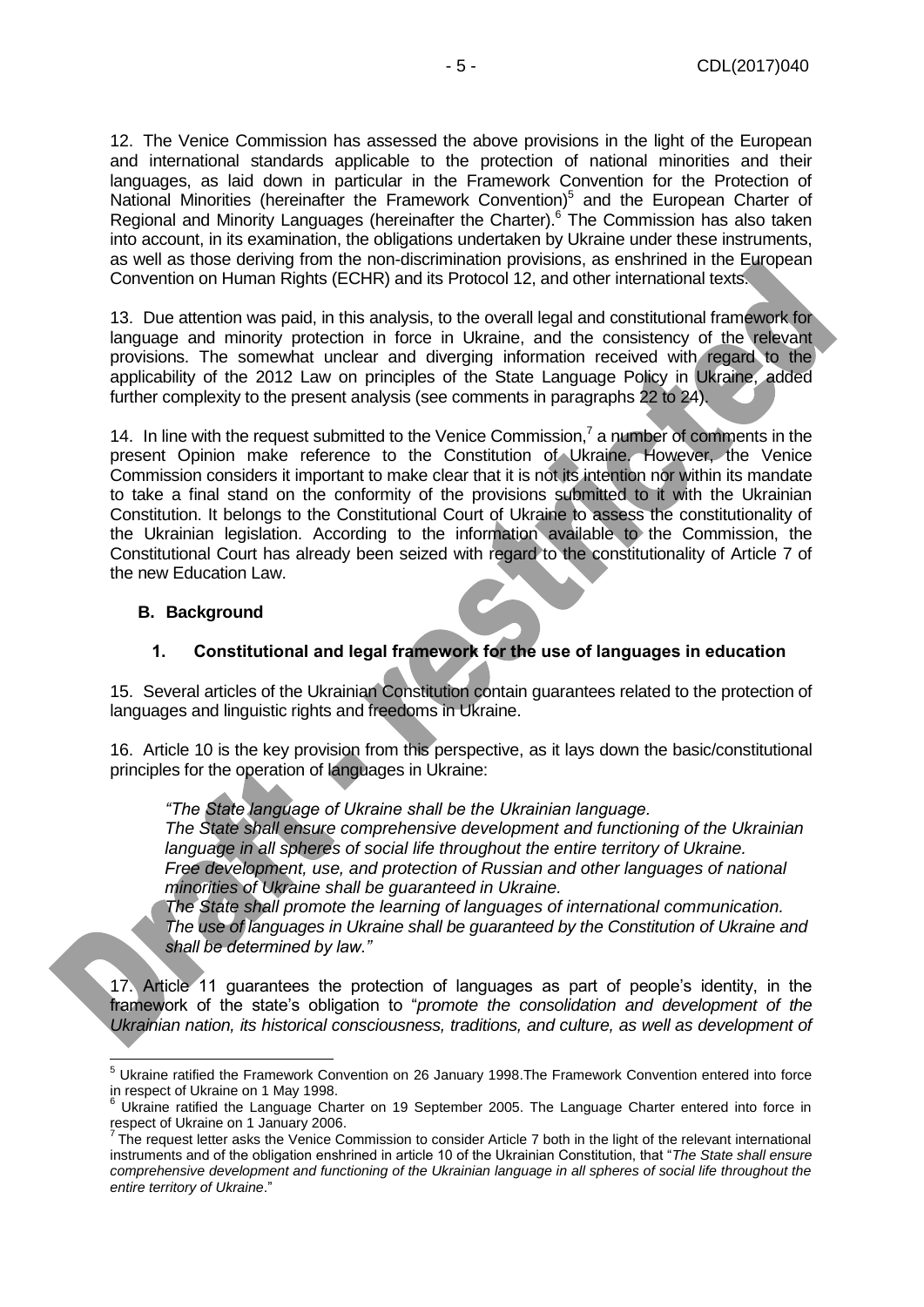12. The Venice Commission has assessed the above provisions in the light of the European and international standards applicable to the protection of national minorities and their languages, as laid down in particular in the Framework Convention for the Protection of National Minorities (hereinafter the Framework Convention)[5] and the European Charter of Regional and Minority Languages (hereinafter the Charter).[6] The Commission has also taken into account, in its examination, the obligations undertaken by Ukraine under these instruments, as well as those deriving from the non-discrimination provisions, as enshrined in the European Convention on Human Rights (ECHR) and its Protocol 12, and other international texts.

13. Due attention was paid, in this analysis, to the overall legal and constitutional framework for language and minority protection in force in Ukraine, and the consistency of the relevant provisions. The somewhat unclear and diverging information received with regard to the applicability of the 2012 Law on principles of the State Language Policy in Ukraine, added further complexity to the present analysis (see comments in paragraphs 22 to 24).

14. In line with the request submitted to the Venice Commission,[7] a number of comments in the present Opinion make reference to the Constitution of Ukraine. However, the Venice Commission considers it important to make clear that it is not its intention nor within its mandate to take a final stand on the conformity of the provisions submitted to it with the Ukrainian Constitution. It belongs to the Constitutional Court of Ukraine to assess the constitutionality of the Ukrainian legislation. According to the information available to the Commission, the Constitutional Court has already been seized with regard to the constitutionality of Article 7 of the new Education Law.

## B. Background

### 1. Constitutional and legal framework for the use of languages in education

15. Several articles of the Ukrainian Constitution contain guarantees related to the protection of languages and linguistic rights and freedoms in Ukraine.

16. Article 10 is the key provision from this perspective, as it lays down the basic/constitutional principles for the operation of languages in Ukraine:

> *"The State language of Ukraine shall be the Ukrainian language.*
> *The State shall ensure comprehensive development and functioning of the Ukrainian language in all spheres of social life throughout the entire territory of Ukraine.*
> *Free development, use, and protection of Russian and other languages of national minorities of Ukraine shall be guaranteed in Ukraine.*
> *The State shall promote the learning of languages of international communication.*
> *The use of languages in Ukraine shall be guaranteed by the Constitution of Ukraine and shall be determined by law."*

17. Article 11 guarantees the protection of languages as part of people's identity, in the framework of the state's obligation to "*promote the consolidation and development of the Ukrainian nation, its historical consciousness, traditions, and culture, as well as development of*

---

[5] Ukraine ratified the Framework Convention on 26 January 1998.The Framework Convention entered into force in respect of Ukraine on 1 May 1998.

[6] Ukraine ratified the Language Charter on 19 September 2005. The Language Charter entered into force in respect of Ukraine on 1 January 2006.

[7] The request letter asks the Venice Commission to consider Article 7 both in the light of the relevant international instruments and of the obligation enshrined in article 10 of the Ukrainian Constitution, that "*The State shall ensure comprehensive development and functioning of the Ukrainian language in all spheres of social life throughout the entire territory of Ukraine*."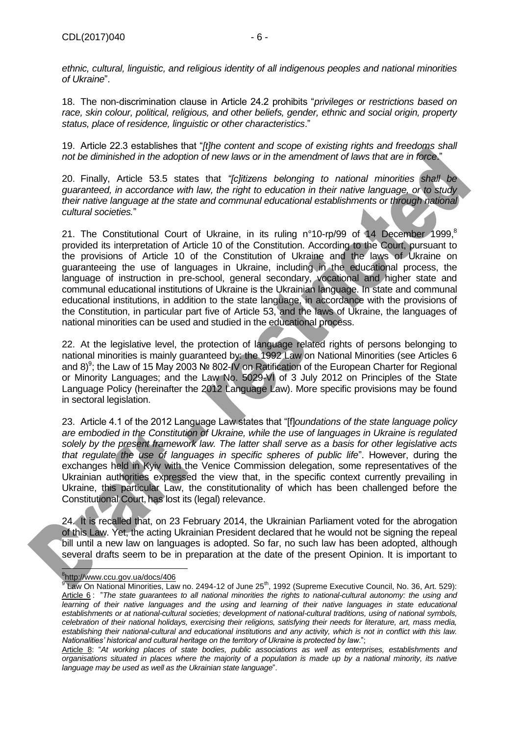*ethnic, cultural, linguistic, and religious identity of all indigenous peoples and national minorities of Ukraine*".

18. The non-discrimination clause in Article 24.2 prohibits "*privileges or restrictions based on race, skin colour, political, religious, and other beliefs, gender, ethnic and social origin, property status, place of residence, linguistic or other characteristics*."

19. Article 22.3 establishes that "*[t]he content and scope of existing rights and freedoms shall not be diminished in the adoption of new laws or in the amendment of laws that are in force*."

20. Finally, Article 53.5 states that *"[c]itizens belonging to national minorities shall be guaranteed, in accordance with law, the right to education in their native language, or to study their native language at the state and communal educational establishments or through national cultural societies.*"

21. The Constitutional Court of Ukraine, in its ruling n°10-rp/99 of 14 December 1999,[8] provided its interpretation of Article 10 of the Constitution. According to the Court, pursuant to the provisions of Article 10 of the Constitution of Ukraine and the laws of Ukraine on guaranteeing the use of languages in Ukraine, including in the educational process, the language of instruction in pre-school, general secondary, vocational and higher state and communal educational institutions of Ukraine is the Ukrainian language. In state and communal educational institutions, in addition to the state language, in accordance with the provisions of the Constitution, in particular part five of Article 53, and the laws of Ukraine, the languages of national minorities can be used and studied in the educational process.

22. At the legislative level, the protection of language related rights of persons belonging to national minorities is mainly guaranteed by: the 1992 Law on National Minorities (see Articles 6 and 8)[9]; the Law of 15 May 2003 № 802-IV on Ratification of the European Charter for Regional or Minority Languages; and the Law No. 5029-VI of 3 July 2012 on Principles of the State Language Policy (hereinafter the 2012 Language Law). More specific provisions may be found in sectoral legislation.

23. Article 4.1 of the 2012 Language Law states that "[f]*oundations of the state language policy are embodied in the Constitution of Ukraine, while the use of languages in Ukraine is regulated solely by the present framework law. The latter shall serve as a basis for other legislative acts that regulate the use of languages in specific spheres of public life*". However, during the exchanges held in Kyiv with the Venice Commission delegation, some representatives of the Ukrainian authorities expressed the view that, in the specific context currently prevailing in Ukraine, this particular Law, the constitutionality of which has been challenged before the Constitutional Court, has lost its (legal) relevance.

24. It is recalled that, on 23 February 2014, the Ukrainian Parliament voted for the abrogation of this Law. Yet, the acting Ukrainian President declared that he would not be signing the repeal bill until a new law on languages is adopted. So far, no such law has been adopted, although several drafts seem to be in preparation at the date of the present Opinion. It is important to

---

[8] http://www.ccu.gov.ua/docs/406

[9] Law On National Minorities, Law no. 2494-12 of June 25th, 1992 (Supreme Executive Council, No. 36, Art. 529): Article 6 : "*The state guarantees to all national minorities the rights to national-cultural autonomy: the using and learning of their native languages and the using and learning of their native languages in state educational establishments or at national-cultural societies; development of national-cultural traditions, using of national symbols, celebration of their national holidays, exercising their religions, satisfying their needs for literature, art, mass media, establishing their national-cultural and educational institutions and any activity, which is not in conflict with this law. Nationalities' historical and cultural heritage on the territory of Ukraine is protected by law*.";

Article 8: "*At working places of state bodies, public associations as well as enterprises, establishments and organisations situated in places where the majority of a population is made up by a national minority, its native language may be used as well as the Ukrainian state language*".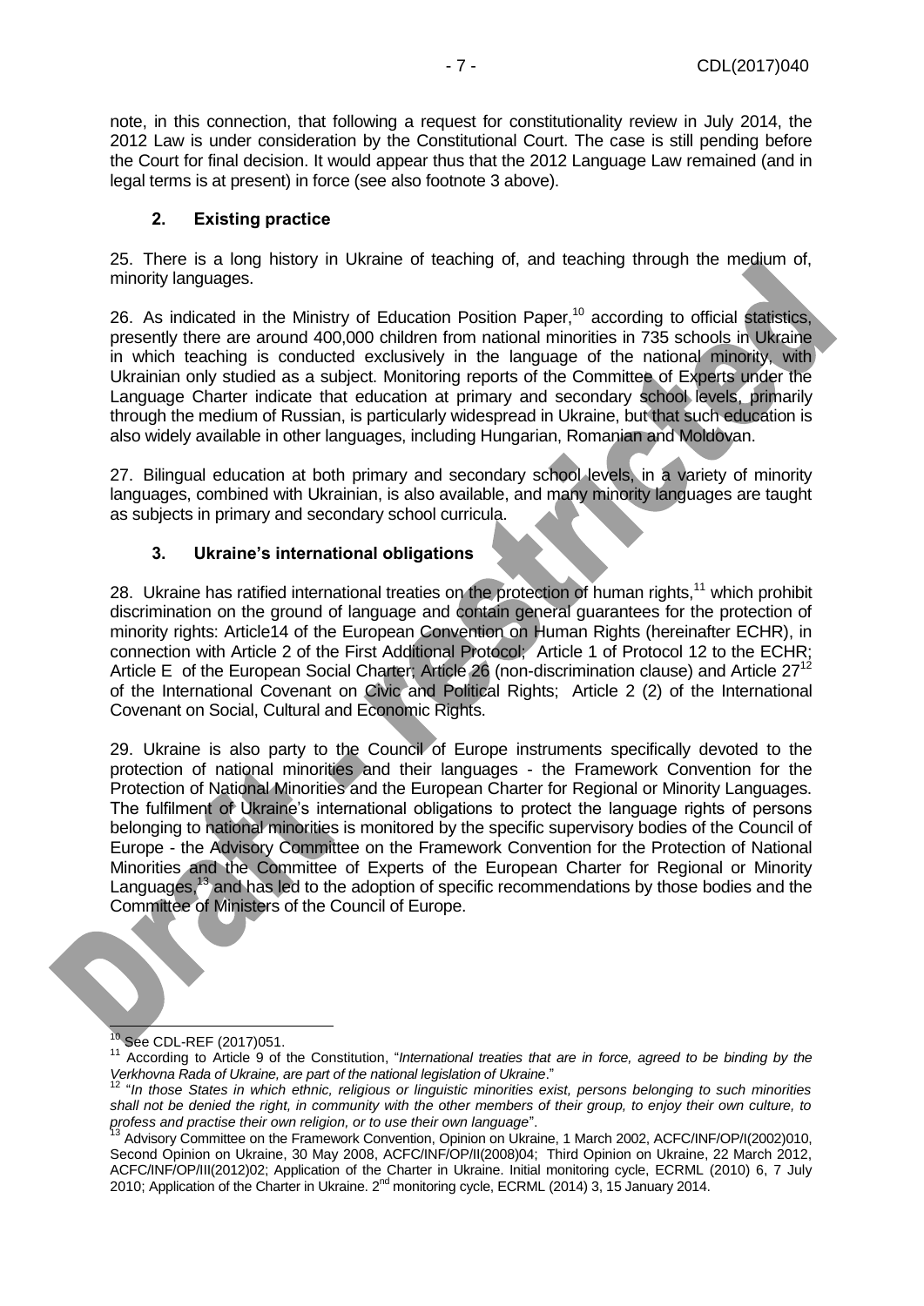note, in this connection, that following a request for constitutionality review in July 2014, the 2012 Law is under consideration by the Constitutional Court. The case is still pending before the Court for final decision. It would appear thus that the 2012 Language Law remained (and in legal terms is at present) in force (see also footnote 3 above).

### 2. Existing practice

25. There is a long history in Ukraine of teaching of, and teaching through the medium of, minority languages.

26. As indicated in the Ministry of Education Position Paper,[10] according to official statistics, presently there are around 400,000 children from national minorities in 735 schools in Ukraine in which teaching is conducted exclusively in the language of the national minority, with Ukrainian only studied as a subject. Monitoring reports of the Committee of Experts under the Language Charter indicate that education at primary and secondary school levels, primarily through the medium of Russian, is particularly widespread in Ukraine, but that such education is also widely available in other languages, including Hungarian, Romanian and Moldovan.

27. Bilingual education at both primary and secondary school levels, in a variety of minority languages, combined with Ukrainian, is also available, and many minority languages are taught as subjects in primary and secondary school curricula.

### 3. Ukraine's international obligations

28. Ukraine has ratified international treaties on the protection of human rights,[11] which prohibit discrimination on the ground of language and contain general guarantees for the protection of minority rights: Article14 of the European Convention on Human Rights (hereinafter ECHR), in connection with Article 2 of the First Additional Protocol; Article 1 of Protocol 12 to the ECHR; Article E of the European Social Charter; Article 26 (non-discrimination clause) and Article 27[12] of the International Covenant on Civic and Political Rights; Article 2 (2) of the International Covenant on Social, Cultural and Economic Rights.

29. Ukraine is also party to the Council of Europe instruments specifically devoted to the protection of national minorities and their languages - the Framework Convention for the Protection of National Minorities and the European Charter for Regional or Minority Languages. The fulfilment of Ukraine's international obligations to protect the language rights of persons belonging to national minorities is monitored by the specific supervisory bodies of the Council of Europe - the Advisory Committee on the Framework Convention for the Protection of National Minorities and the Committee of Experts of the European Charter for Regional or Minority Languages,[13] and has led to the adoption of specific recommendations by those bodies and the Committee of Ministers of the Council of Europe.

---

[10] See CDL-REF (2017)051.

[11] According to Article 9 of the Constitution, "*International treaties that are in force, agreed to be binding by the Verkhovna Rada of Ukraine, are part of the national legislation of Ukraine*."

[12] "*In those States in which ethnic, religious or linguistic minorities exist, persons belonging to such minorities shall not be denied the right, in community with the other members of their group, to enjoy their own culture, to profess and practise their own religion, or to use their own language*".

[13] Advisory Committee on the Framework Convention, Opinion on Ukraine, 1 March 2002, ACFC/INF/OP/I(2002)010, Second Opinion on Ukraine, 30 May 2008, ACFC/INF/OP/II(2008)04; Third Opinion on Ukraine, 22 March 2012, ACFC/INF/OP/III(2012)02; Application of the Charter in Ukraine. Initial monitoring cycle, ECRML (2010) 6, 7 July 2010; Application of the Charter in Ukraine. 2nd monitoring cycle, ECRML (2014) 3, 15 January 2014.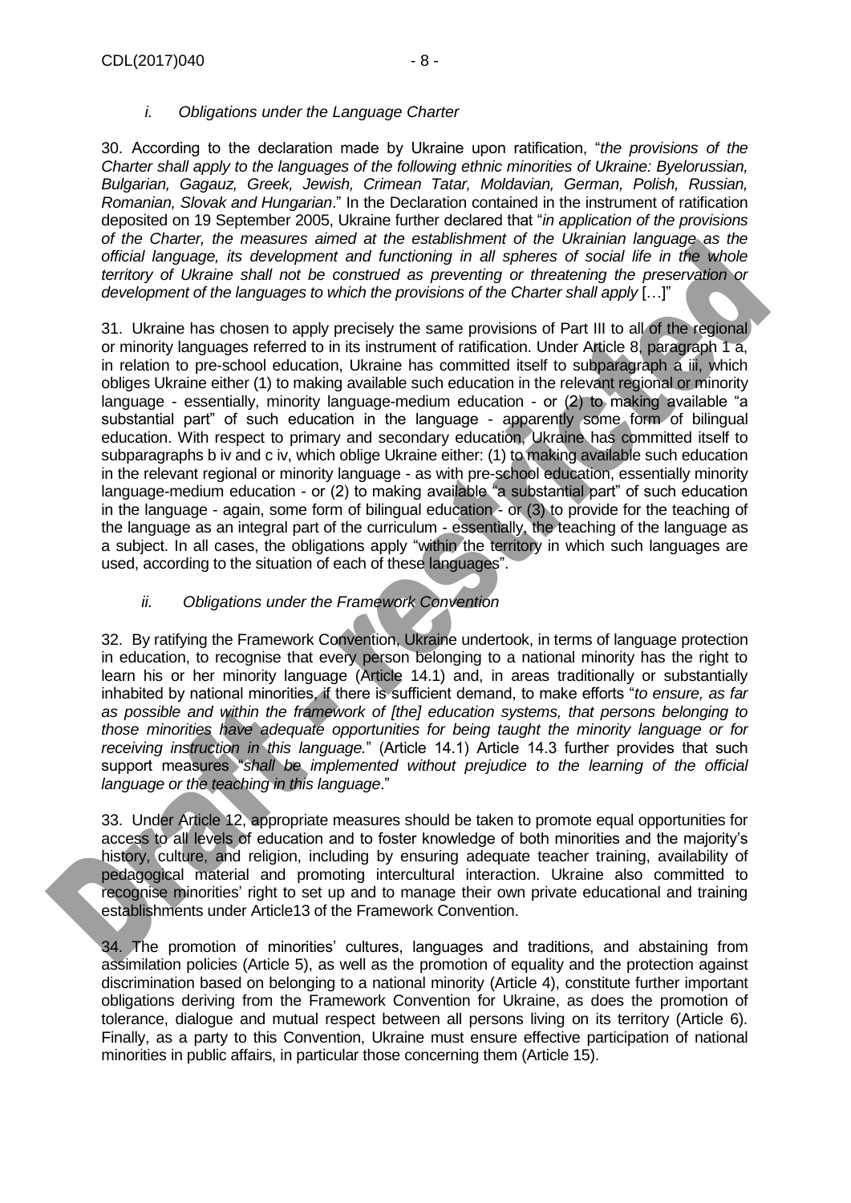### *i. Obligations under the Language Charter*

30. According to the declaration made by Ukraine upon ratification, "*the provisions of the Charter shall apply to the languages of the following ethnic minorities of Ukraine: Byelorussian, Bulgarian, Gagauz, Greek, Jewish, Crimean Tatar, Moldavian, German, Polish, Russian, Romanian, Slovak and Hungarian*." In the Declaration contained in the instrument of ratification deposited on 19 September 2005, Ukraine further declared that "*in application of the provisions of the Charter, the measures aimed at the establishment of the Ukrainian language as the official language, its development and functioning in all spheres of social life in the whole territory of Ukraine shall not be construed as preventing or threatening the preservation or development of the languages to which the provisions of the Charter shall apply* […]"

31. Ukraine has chosen to apply precisely the same provisions of Part III to all of the regional or minority languages referred to in its instrument of ratification. Under Article 8, paragraph 1 a, in relation to pre-school education, Ukraine has committed itself to subparagraph a iii, which obliges Ukraine either (1) to making available such education in the relevant regional or minority language - essentially, minority language-medium education - or (2) to making available "a substantial part" of such education in the language - apparently some form of bilingual education. With respect to primary and secondary education, Ukraine has committed itself to subparagraphs b iv and c iv, which oblige Ukraine either: (1) to making available such education in the relevant regional or minority language - as with pre-school education, essentially minority language-medium education - or (2) to making available "a substantial part" of such education in the language - again, some form of bilingual education - or (3) to provide for the teaching of the language as an integral part of the curriculum - essentially, the teaching of the language as a subject. In all cases, the obligations apply "within the territory in which such languages are used, according to the situation of each of these languages".

### *ii. Obligations under the Framework Convention*

32. By ratifying the Framework Convention, Ukraine undertook, in terms of language protection in education, to recognise that every person belonging to a national minority has the right to learn his or her minority language (Article 14.1) and, in areas traditionally or substantially inhabited by national minorities, if there is sufficient demand, to make efforts "*to ensure, as far as possible and within the framework of [the] education systems, that persons belonging to those minorities have adequate opportunities for being taught the minority language or for receiving instruction in this language.*" (Article 14.1) Article 14.3 further provides that such support measures "*shall be implemented without prejudice to the learning of the official language or the teaching in this language*."

33. Under Article 12, appropriate measures should be taken to promote equal opportunities for access to all levels of education and to foster knowledge of both minorities and the majority's history, culture, and religion, including by ensuring adequate teacher training, availability of pedagogical material and promoting intercultural interaction. Ukraine also committed to recognise minorities' right to set up and to manage their own private educational and training establishments under Article13 of the Framework Convention.

34. The promotion of minorities' cultures, languages and traditions, and abstaining from assimilation policies (Article 5), as well as the promotion of equality and the protection against discrimination based on belonging to a national minority (Article 4), constitute further important obligations deriving from the Framework Convention for Ukraine, as does the promotion of tolerance, dialogue and mutual respect between all persons living on its territory (Article 6). Finally, as a party to this Convention, Ukraine must ensure effective participation of national minorities in public affairs, in particular those concerning them (Article 15).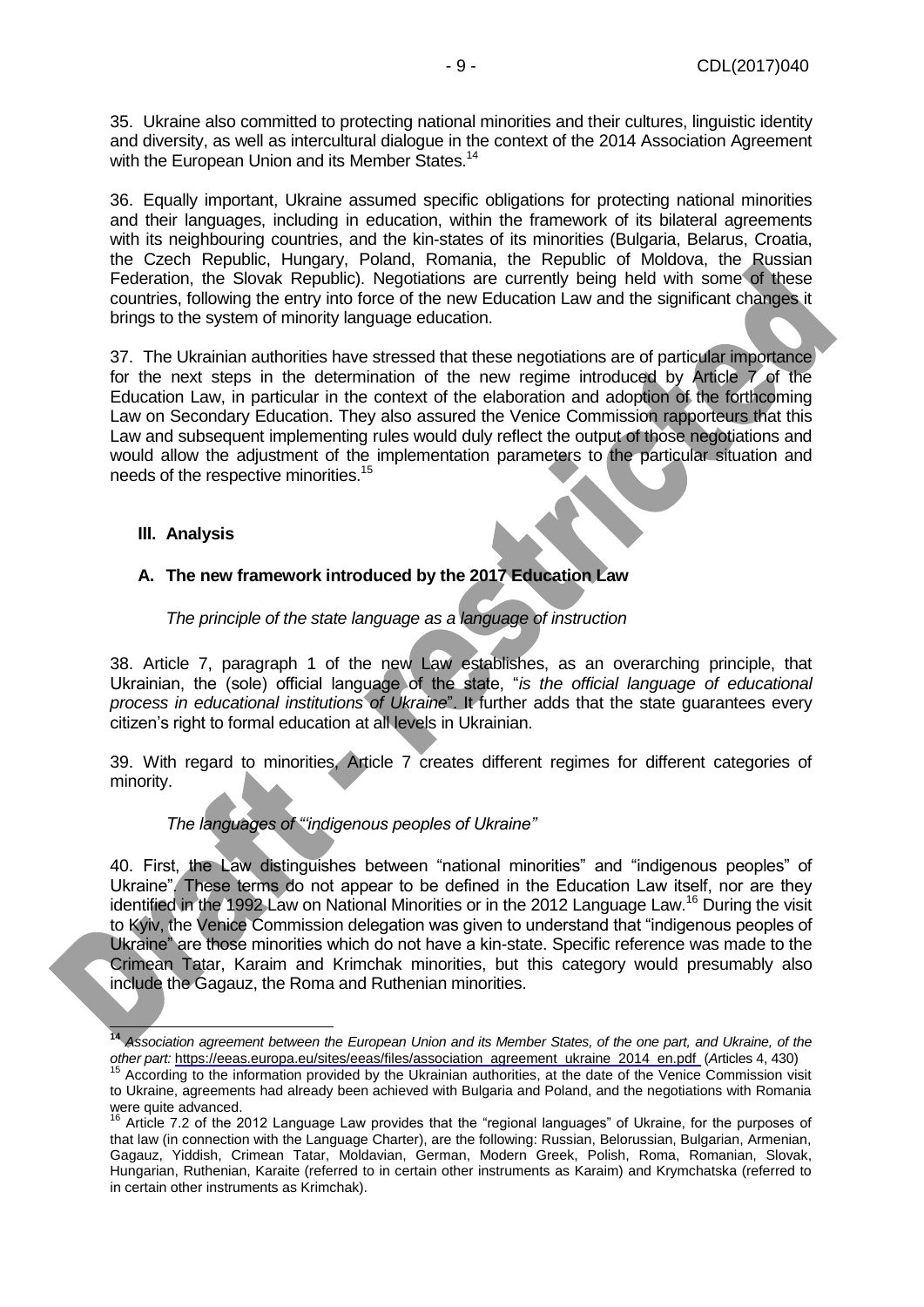35. Ukraine also committed to protecting national minorities and their cultures, linguistic identity and diversity, as well as intercultural dialogue in the context of the 2014 Association Agreement with the European Union and its Member States.[14]

36. Equally important, Ukraine assumed specific obligations for protecting national minorities and their languages, including in education, within the framework of its bilateral agreements with its neighbouring countries, and the kin-states of its minorities (Bulgaria, Belarus, Croatia, the Czech Republic, Hungary, Poland, Romania, the Republic of Moldova, the Russian Federation, the Slovak Republic). Negotiations are currently being held with some of these countries, following the entry into force of the new Education Law and the significant changes it brings to the system of minority language education.

37. The Ukrainian authorities have stressed that these negotiations are of particular importance for the next steps in the determination of the new regime introduced by Article 7 of the Education Law, in particular in the context of the elaboration and adoption of the forthcoming Law on Secondary Education. They also assured the Venice Commission rapporteurs that this Law and subsequent implementing rules would duly reflect the output of those negotiations and would allow the adjustment of the implementation parameters to the particular situation and needs of the respective minorities.[15]

## III. Analysis

### A. The new framework introduced by the 2017 Education Law

*The principle of the state language as a language of instruction*

38. Article 7, paragraph 1 of the new Law establishes, as an overarching principle, that Ukrainian, the (sole) official language of the state, "*is the official language of educational process in educational institutions of Ukraine*". It further adds that the state guarantees every citizen's right to formal education at all levels in Ukrainian.

39. With regard to minorities, Article 7 creates different regimes for different categories of minority.

*The languages of "indigenous peoples of Ukraine"*

40. First, the Law distinguishes between "national minorities" and "indigenous peoples" of Ukraine". These terms do not appear to be defined in the Education Law itself, nor are they identified in the 1992 Law on National Minorities or in the 2012 Language Law.[16] During the visit to Kyiv, the Venice Commission delegation was given to understand that "indigenous peoples of Ukraine" are those minorities which do not have a kin-state. Specific reference was made to the Crimean Tatar, Karaim and Krimchak minorities, but this category would presumably also include the Gagauz, the Roma and Ruthenian minorities.

---

[14] *Association agreement between the European Union and its Member States, of the one part, and Ukraine, of the other part:* https://eeas.europa.eu/sites/eeas/files/association_agreement_ukraine_2014_en.pdf (Articles 4, 430)

[15] According to the information provided by the Ukrainian authorities, at the date of the Venice Commission visit to Ukraine, agreements had already been achieved with Bulgaria and Poland, and the negotiations with Romania were quite advanced.

[16] Article 7.2 of the 2012 Language Law provides that the "regional languages" of Ukraine, for the purposes of that law (in connection with the Language Charter), are the following: Russian, Belorussian, Bulgarian, Armenian, Gagauz, Yiddish, Crimean Tatar, Moldavian, German, Modern Greek, Polish, Roma, Romanian, Slovak, Hungarian, Ruthenian, Karaite (referred to in certain other instruments as Karaim) and Krymchatska (referred to in certain other instruments as Krimchak).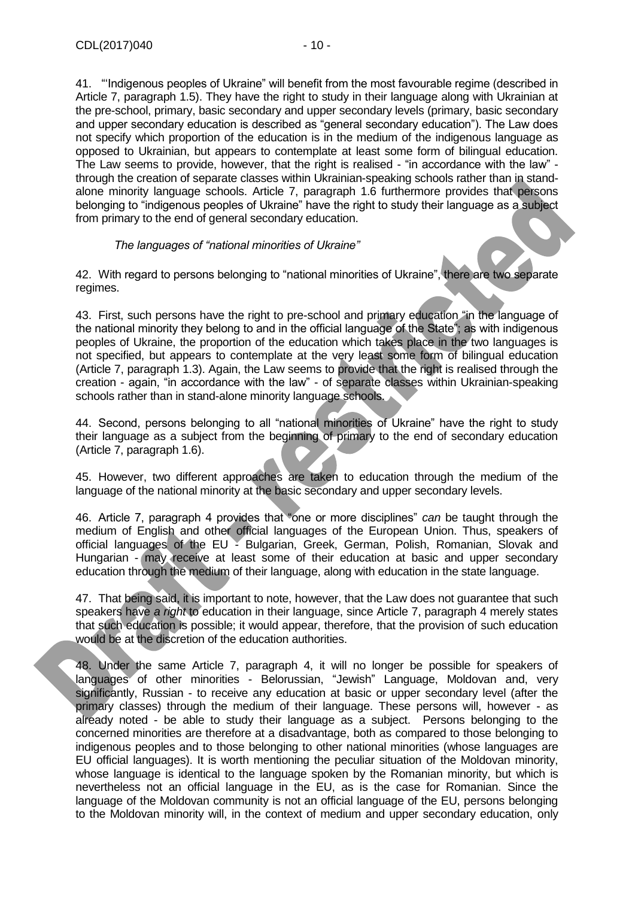41. "'Indigenous peoples of Ukraine" will benefit from the most favourable regime (described in Article 7, paragraph 1.5). They have the right to study in their language along with Ukrainian at the pre-school, primary, basic secondary and upper secondary levels (primary, basic secondary and upper secondary education is described as "general secondary education"). The Law does not specify which proportion of the education is in the medium of the indigenous language as opposed to Ukrainian, but appears to contemplate at least some form of bilingual education. The Law seems to provide, however, that the right is realised - "in accordance with the law" - through the creation of separate classes within Ukrainian-speaking schools rather than in stand-alone minority language schools. Article 7, paragraph 1.6 furthermore provides that persons belonging to "indigenous peoples of Ukraine" have the right to study their language as a subject from primary to the end of general secondary education.

*The languages of "national minorities of Ukraine"*

42. With regard to persons belonging to "national minorities of Ukraine", there are two separate regimes.

43. First, such persons have the right to pre-school and primary education "in the language of the national minority they belong to and in the official language of the State"; as with indigenous peoples of Ukraine, the proportion of the education which takes place in the two languages is not specified, but appears to contemplate at the very least some form of bilingual education (Article 7, paragraph 1.3). Again, the Law seems to provide that the right is realised through the creation - again, "in accordance with the law" - of separate classes within Ukrainian-speaking schools rather than in stand-alone minority language schools.

44. Second, persons belonging to all "national minorities of Ukraine" have the right to study their language as a subject from the beginning of primary to the end of secondary education (Article 7, paragraph 1.6).

45. However, two different approaches are taken to education through the medium of the language of the national minority at the basic secondary and upper secondary levels.

46. Article 7, paragraph 4 provides that "one or more disciplines" *can* be taught through the medium of English and other official languages of the European Union. Thus, speakers of official languages of the EU - Bulgarian, Greek, German, Polish, Romanian, Slovak and Hungarian - may receive at least some of their education at basic and upper secondary education through the medium of their language, along with education in the state language.

47. That being said, it is important to note, however, that the Law does not guarantee that such speakers have *a right* to education in their language, since Article 7, paragraph 4 merely states that such education is possible; it would appear, therefore, that the provision of such education would be at the discretion of the education authorities.

48. Under the same Article 7, paragraph 4, it will no longer be possible for speakers of languages of other minorities - Belorussian, "Jewish" Language, Moldovan and, very significantly, Russian - to receive any education at basic or upper secondary level (after the primary classes) through the medium of their language. These persons will, however - as already noted - be able to study their language as a subject. Persons belonging to the concerned minorities are therefore at a disadvantage, both as compared to those belonging to indigenous peoples and to those belonging to other national minorities (whose languages are EU official languages). It is worth mentioning the peculiar situation of the Moldovan minority, whose language is identical to the language spoken by the Romanian minority, but which is nevertheless not an official language in the EU, as is the case for Romanian. Since the language of the Moldovan community is not an official language of the EU, persons belonging to the Moldovan minority will, in the context of medium and upper secondary education, only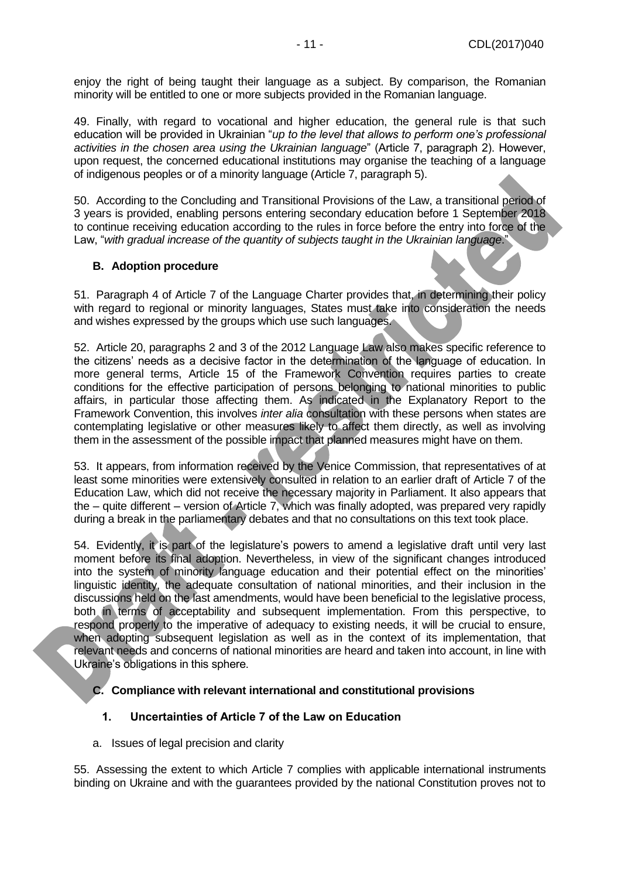enjoy the right of being taught their language as a subject. By comparison, the Romanian minority will be entitled to one or more subjects provided in the Romanian language.

49. Finally, with regard to vocational and higher education, the general rule is that such education will be provided in Ukrainian "*up to the level that allows to perform one's professional activities in the chosen area using the Ukrainian language*" (Article 7, paragraph 2). However, upon request, the concerned educational institutions may organise the teaching of a language of indigenous peoples or of a minority language (Article 7, paragraph 5).

50. According to the Concluding and Transitional Provisions of the Law, a transitional period of 3 years is provided, enabling persons entering secondary education before 1 September 2018 to continue receiving education according to the rules in force before the entry into force of the Law, "*with gradual increase of the quantity of subjects taught in the Ukrainian language*."

### B. Adoption procedure

51. Paragraph 4 of Article 7 of the Language Charter provides that, in determining their policy with regard to regional or minority languages, States must take into consideration the needs and wishes expressed by the groups which use such languages.

52. Article 20, paragraphs 2 and 3 of the 2012 Language Law also makes specific reference to the citizens' needs as a decisive factor in the determination of the language of education. In more general terms, Article 15 of the Framework Convention requires parties to create conditions for the effective participation of persons belonging to national minorities to public affairs, in particular those affecting them. As indicated in the Explanatory Report to the Framework Convention, this involves *inter alia* consultation with these persons when states are contemplating legislative or other measures likely to affect them directly, as well as involving them in the assessment of the possible impact that planned measures might have on them.

53. It appears, from information received by the Venice Commission, that representatives of at least some minorities were extensively consulted in relation to an earlier draft of Article 7 of the Education Law, which did not receive the necessary majority in Parliament. It also appears that the – quite different – version of Article 7, which was finally adopted, was prepared very rapidly during a break in the parliamentary debates and that no consultations on this text took place.

54. Evidently, it is part of the legislature's powers to amend a legislative draft until very last moment before its final adoption. Nevertheless, in view of the significant changes introduced into the system of minority language education and their potential effect on the minorities' linguistic identity, the adequate consultation of national minorities, and their inclusion in the discussions held on the last amendments, would have been beneficial to the legislative process, both in terms of acceptability and subsequent implementation. From this perspective, to respond properly to the imperative of adequacy to existing needs, it will be crucial to ensure, when adopting subsequent legislation as well as in the context of its implementation, that relevant needs and concerns of national minorities are heard and taken into account, in line with Ukraine's obligations in this sphere.

### C. Compliance with relevant international and constitutional provisions

#### 1. Uncertainties of Article 7 of the Law on Education

a. Issues of legal precision and clarity

55. Assessing the extent to which Article 7 complies with applicable international instruments binding on Ukraine and with the guarantees provided by the national Constitution proves not to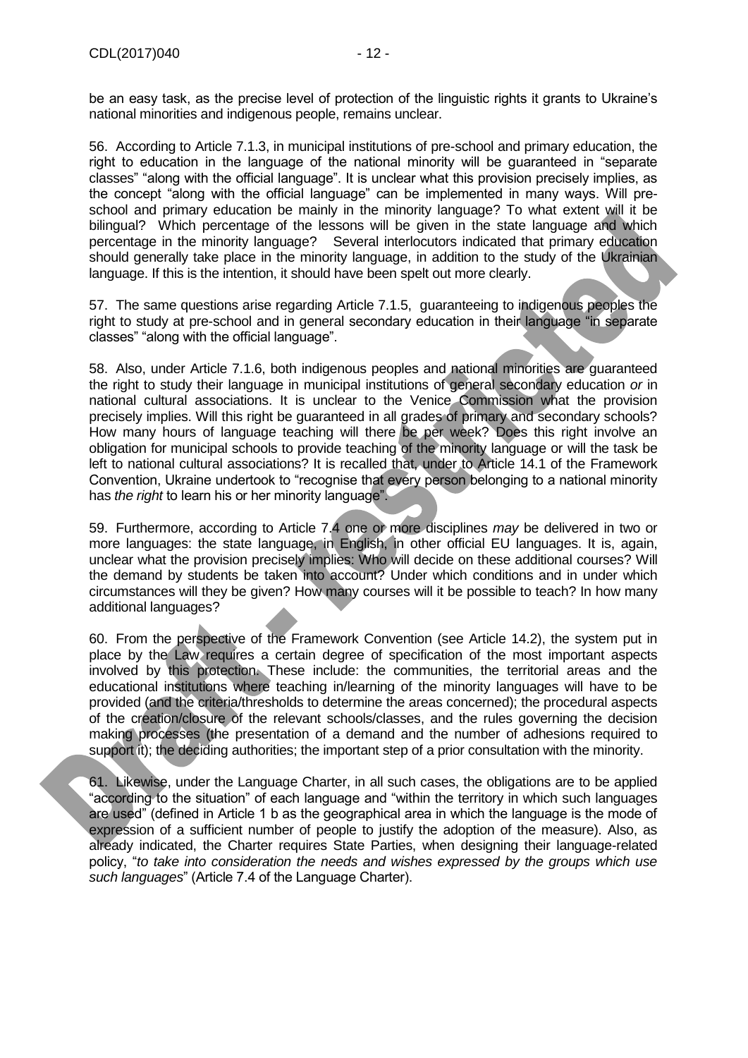be an easy task, as the precise level of protection of the linguistic rights it grants to Ukraine's national minorities and indigenous people, remains unclear.

56. According to Article 7.1.3, in municipal institutions of pre-school and primary education, the right to education in the language of the national minority will be guaranteed in "separate classes" "along with the official language". It is unclear what this provision precisely implies, as the concept "along with the official language" can be implemented in many ways. Will pre-school and primary education be mainly in the minority language? To what extent will it be bilingual? Which percentage of the lessons will be given in the state language and which percentage in the minority language? Several interlocutors indicated that primary education should generally take place in the minority language, in addition to the study of the Ukrainian language. If this is the intention, it should have been spelt out more clearly.

57. The same questions arise regarding Article 7.1.5, guaranteeing to indigenous peoples the right to study at pre-school and in general secondary education in their language "in separate classes" "along with the official language".

58. Also, under Article 7.1.6, both indigenous peoples and national minorities are guaranteed the right to study their language in municipal institutions of general secondary education *or* in national cultural associations. It is unclear to the Venice Commission what the provision precisely implies. Will this right be guaranteed in all grades of primary and secondary schools? How many hours of language teaching will there be per week? Does this right involve an obligation for municipal schools to provide teaching of the minority language or will the task be left to national cultural associations? It is recalled that, under to Article 14.1 of the Framework Convention, Ukraine undertook to "recognise that every person belonging to a national minority has *the right* to learn his or her minority language".

59. Furthermore, according to Article 7.4 one or more disciplines *may* be delivered in two or more languages: the state language, in English, in other official EU languages. It is, again, unclear what the provision precisely implies: Who will decide on these additional courses? Will the demand by students be taken into account? Under which conditions and in under which circumstances will they be given? How many courses will it be possible to teach? In how many additional languages?

60. From the perspective of the Framework Convention (see Article 14.2), the system put in place by the Law requires a certain degree of specification of the most important aspects involved by this protection. These include: the communities, the territorial areas and the educational institutions where teaching in/learning of the minority languages will have to be provided (and the criteria/thresholds to determine the areas concerned); the procedural aspects of the creation/closure of the relevant schools/classes, and the rules governing the decision making processes (the presentation of a demand and the number of adhesions required to support it); the deciding authorities; the important step of a prior consultation with the minority.

61. Likewise, under the Language Charter, in all such cases, the obligations are to be applied "according to the situation" of each language and "within the territory in which such languages are used" (defined in Article 1 b as the geographical area in which the language is the mode of expression of a sufficient number of people to justify the adoption of the measure). Also, as already indicated, the Charter requires State Parties, when designing their language-related policy, "*to take into consideration the needs and wishes expressed by the groups which use such languages*" (Article 7.4 of the Language Charter).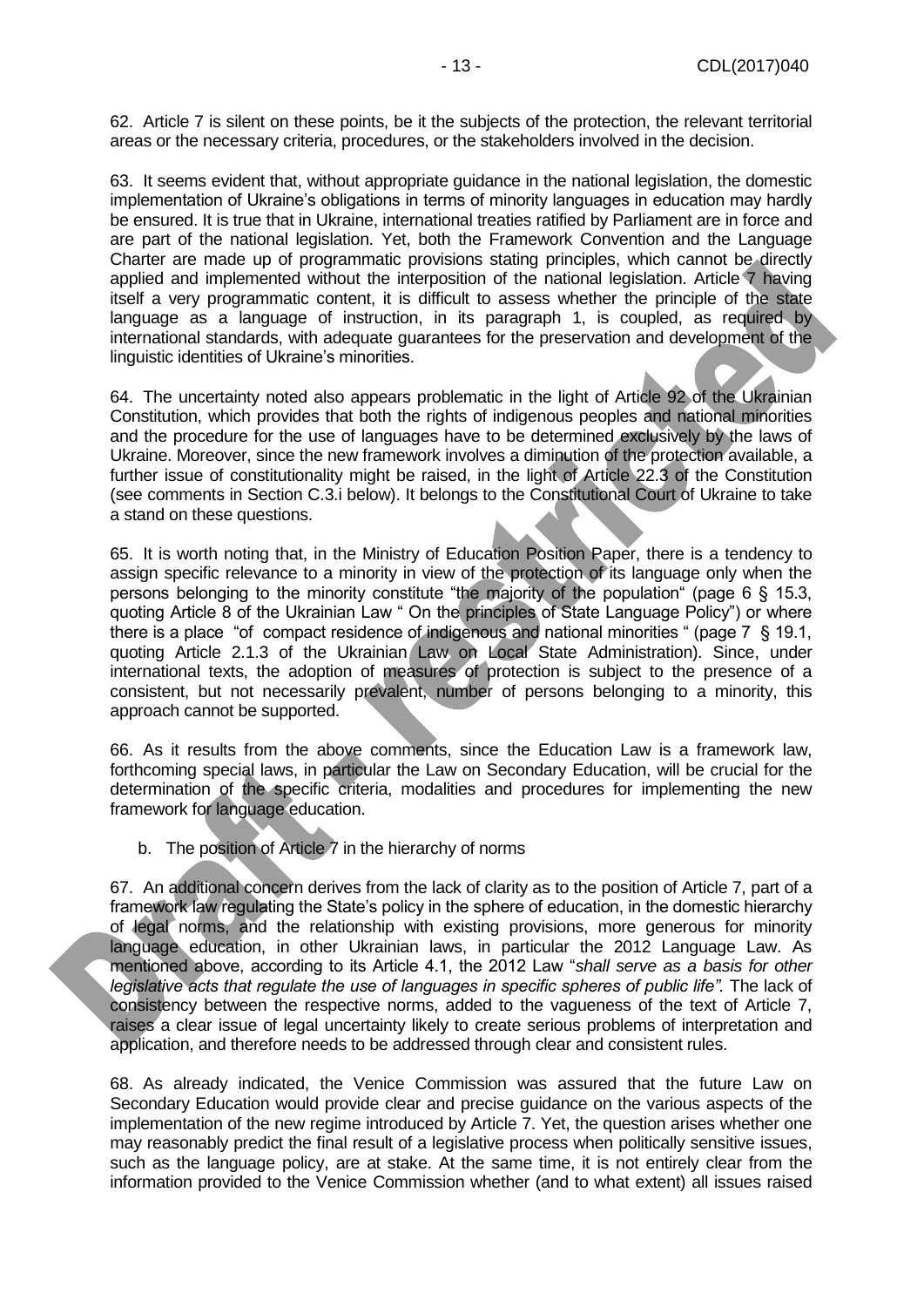62. Article 7 is silent on these points, be it the subjects of the protection, the relevant territorial areas or the necessary criteria, procedures, or the stakeholders involved in the decision.

63. It seems evident that, without appropriate guidance in the national legislation, the domestic implementation of Ukraine's obligations in terms of minority languages in education may hardly be ensured. It is true that in Ukraine, international treaties ratified by Parliament are in force and are part of the national legislation. Yet, both the Framework Convention and the Language Charter are made up of programmatic provisions stating principles, which cannot be directly applied and implemented without the interposition of the national legislation. Article 7 having itself a very programmatic content, it is difficult to assess whether the principle of the state language as a language of instruction, in its paragraph 1, is coupled, as required by international standards, with adequate guarantees for the preservation and development of the linguistic identities of Ukraine's minorities.

64. The uncertainty noted also appears problematic in the light of Article 92 of the Ukrainian Constitution, which provides that both the rights of indigenous peoples and national minorities and the procedure for the use of languages have to be determined exclusively by the laws of Ukraine. Moreover, since the new framework involves a diminution of the protection available, a further issue of constitutionality might be raised, in the light of Article 22.3 of the Constitution (see comments in Section C.3.i below). It belongs to the Constitutional Court of Ukraine to take a stand on these questions.

65. It is worth noting that, in the Ministry of Education Position Paper, there is a tendency to assign specific relevance to a minority in view of the protection of its language only when the persons belonging to the minority constitute "the majority of the population" (page 6 § 15.3, quoting Article 8 of the Ukrainian Law " On the principles of State Language Policy") or where there is a place "of compact residence of indigenous and national minorities " (page 7 § 19.1, quoting Article 2.1.3 of the Ukrainian Law on Local State Administration). Since, under international texts, the adoption of measures of protection is subject to the presence of a consistent, but not necessarily prevalent, number of persons belonging to a minority, this approach cannot be supported.

66. As it results from the above comments, since the Education Law is a framework law, forthcoming special laws, in particular the Law on Secondary Education, will be crucial for the determination of the specific criteria, modalities and procedures for implementing the new framework for language education.

b. The position of Article 7 in the hierarchy of norms

67. An additional concern derives from the lack of clarity as to the position of Article 7, part of a framework law regulating the State's policy in the sphere of education, in the domestic hierarchy of legal norms, and the relationship with existing provisions, more generous for minority language education, in other Ukrainian laws, in particular the 2012 Language Law. As mentioned above, according to its Article 4.1, the 2012 Law "*shall serve as a basis for other legislative acts that regulate the use of languages in specific spheres of public life"*. The lack of consistency between the respective norms, added to the vagueness of the text of Article 7, raises a clear issue of legal uncertainty likely to create serious problems of interpretation and application, and therefore needs to be addressed through clear and consistent rules.

68. As already indicated, the Venice Commission was assured that the future Law on Secondary Education would provide clear and precise guidance on the various aspects of the implementation of the new regime introduced by Article 7. Yet, the question arises whether one may reasonably predict the final result of a legislative process when politically sensitive issues, such as the language policy, are at stake. At the same time, it is not entirely clear from the information provided to the Venice Commission whether (and to what extent) all issues raised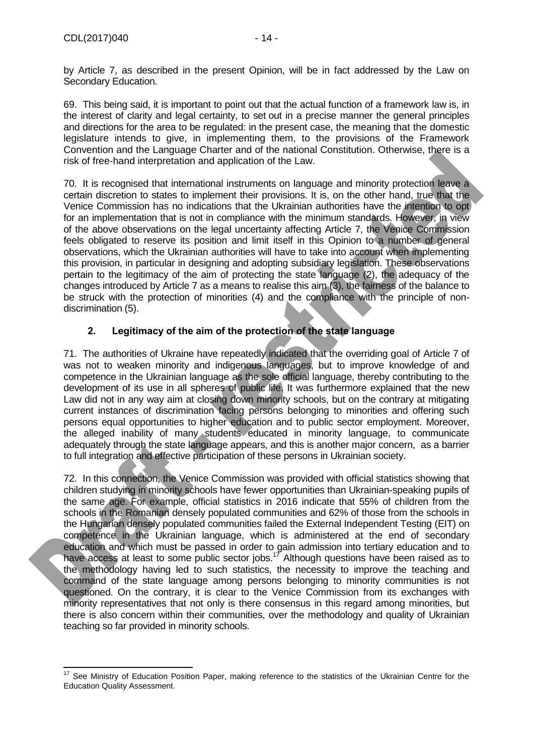by Article 7, as described in the present Opinion, will be in fact addressed by the Law on Secondary Education.

69. This being said, it is important to point out that the actual function of a framework law is, in the interest of clarity and legal certainty, to set out in a precise manner the general principles and directions for the area to be regulated: in the present case, the meaning that the domestic legislature intends to give, in implementing them, to the provisions of the Framework Convention and the Language Charter and of the national Constitution. Otherwise, there is a risk of free-hand interpretation and application of the Law.

70. It is recognised that international instruments on language and minority protection leave a certain discretion to states to implement their provisions. It is, on the other hand, true that the Venice Commission has no indications that the Ukrainian authorities have the intention to opt for an implementation that is not in compliance with the minimum standards. However, in view of the above observations on the legal uncertainty affecting Article 7, the Venice Commission feels obligated to reserve its position and limit itself in this Opinion to a number of general observations, which the Ukrainian authorities will have to take into account when implementing this provision, in particular in designing and adopting subsidiary legislation. These observations pertain to the legitimacy of the aim of protecting the state language (2), the adequacy of the changes introduced by Article 7 as a means to realise this aim (3), the fairness of the balance to be struck with the protection of minorities (4) and the compliance with the principle of non-discrimination (5).

### 2. Legitimacy of the aim of the protection of the state language

71. The authorities of Ukraine have repeatedly indicated that the overriding goal of Article 7 of was not to weaken minority and indigenous languages, but to improve knowledge of and competence in the Ukrainian language as the sole official language, thereby contributing to the development of its use in all spheres of public life. It was furthermore explained that the new Law did not in any way aim at closing down minority schools, but on the contrary at mitigating current instances of discrimination facing persons belonging to minorities and offering such persons equal opportunities to higher education and to public sector employment. Moreover, the alleged inability of many students educated in minority language, to communicate adequately through the state language appears, and this is another major concern, as a barrier to full integration and effective participation of these persons in Ukrainian society.

72. In this connection, the Venice Commission was provided with official statistics showing that children studying in minority schools have fewer opportunities than Ukrainian-speaking pupils of the same age. For example, official statistics in 2016 indicate that 55% of children from the schools in the Romanian densely populated communities and 62% of those from the schools in the Hungarian densely populated communities failed the External Independent Testing (EIT) on competence in the Ukrainian language, which is administered at the end of secondary education and which must be passed in order to gain admission into tertiary education and to have access at least to some public sector jobs.[17] Although questions have been raised as to the methodology having led to such statistics, the necessity to improve the teaching and command of the state language among persons belonging to minority communities is not questioned. On the contrary, it is clear to the Venice Commission from its exchanges with minority representatives that not only is there consensus in this regard among minorities, but there is also concern within their communities, over the methodology and quality of Ukrainian teaching so far provided in minority schools.

[17] See Ministry of Education Position Paper, making reference to the statistics of the Ukrainian Centre for the Education Quality Assessment.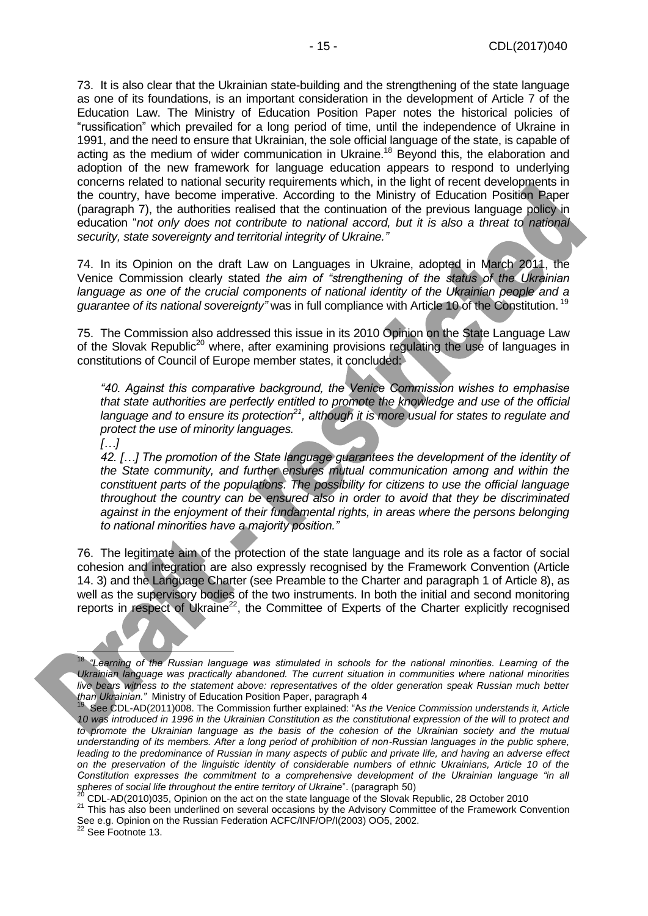73. It is also clear that the Ukrainian state-building and the strengthening of the state language as one of its foundations, is an important consideration in the development of Article 7 of the Education Law. The Ministry of Education Position Paper notes the historical policies of "russification" which prevailed for a long period of time, until the independence of Ukraine in 1991, and the need to ensure that Ukrainian, the sole official language of the state, is capable of acting as the medium of wider communication in Ukraine.[18] Beyond this, the elaboration and adoption of the new framework for language education appears to respond to underlying concerns related to national security requirements which, in the light of recent developments in the country, have become imperative. According to the Ministry of Education Position Paper (paragraph 7), the authorities realised that the continuation of the previous language policy in education "*not only does not contribute to national accord, but it is also a threat to national security, state sovereignty and territorial integrity of Ukraine.*"

74. In its Opinion on the draft Law on Languages in Ukraine, adopted in March 2011, the Venice Commission clearly stated *the aim of "strengthening of the status of the Ukrainian language as one of the crucial components of national identity of the Ukrainian people and a guarantee of its national sovereignty"* was in full compliance with Article 10 of the Constitution.[19]

75. The Commission also addressed this issue in its 2010 Opinion on the State Language Law of the Slovak Republic[20] where, after examining provisions regulating the use of languages in constitutions of Council of Europe member states, it concluded:

> *"40. Against this comparative background, the Venice Commission wishes to emphasise that state authorities are perfectly entitled to promote the knowledge and use of the official language and to ensure its protection[21], although it is more usual for states to regulate and protect the use of minority languages.*
>
> *[…]*
>
> *42. […] The promotion of the State language guarantees the development of the identity of the State community, and further ensures mutual communication among and within the constituent parts of the populations. The possibility for citizens to use the official language throughout the country can be ensured also in order to avoid that they be discriminated against in the enjoyment of their fundamental rights, in areas where the persons belonging to national minorities have a majority position."*

76. The legitimate aim of the protection of the state language and its role as a factor of social cohesion and integration are also expressly recognised by the Framework Convention (Article 14. 3) and the Language Charter (see Preamble to the Charter and paragraph 1 of Article 8), as well as the supervisory bodies of the two instruments. In both the initial and second monitoring reports in respect of Ukraine[22], the Committee of Experts of the Charter explicitly recognised

---

[18] *"Learning of the Russian language was stimulated in schools for the national minorities. Learning of the Ukrainian language was practically abandoned. The current situation in communities where national minorities live bears witness to the statement above: representatives of the older generation speak Russian much better than Ukrainian."* Ministry of Education Position Paper, paragraph 4

[19] See CDL-AD(2011)008. The Commission further explained: "A*s the Venice Commission understands it, Article 10 was introduced in 1996 in the Ukrainian Constitution as the constitutional expression of the will to protect and to promote the Ukrainian language as the basis of the cohesion of the Ukrainian society and the mutual understanding of its members. After a long period of prohibition of non-Russian languages in the public sphere, leading to the predominance of Russian in many aspects of public and private life, and having an adverse effect on the preservation of the linguistic identity of considerable numbers of ethnic Ukrainians, Article 10 of the Constitution expresses the commitment to a comprehensive development of the Ukrainian language "in all spheres of social life throughout the entire territory of Ukraine*". (paragraph 50)

[20] CDL-AD(2010)035, Opinion on the act on the state language of the Slovak Republic, 28 October 2010

[21] This has also been underlined on several occasions by the Advisory Committee of the Framework Convention See e.g. Opinion on the Russian Federation ACFC/INF/OP/I(2003) OO5, 2002.

[22] See Footnote 13.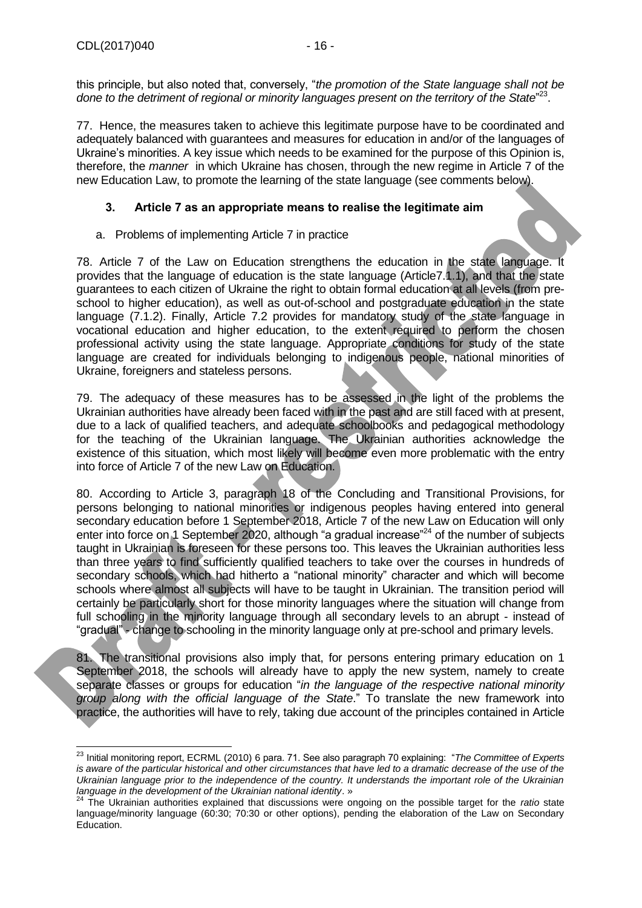this principle, but also noted that, conversely, "*the promotion of the State language shall not be done to the detriment of regional or minority languages present on the territory of the State*"[23].

77. Hence, the measures taken to achieve this legitimate purpose have to be coordinated and adequately balanced with guarantees and measures for education in and/or of the languages of Ukraine's minorities. A key issue which needs to be examined for the purpose of this Opinion is, therefore, the *manner* in which Ukraine has chosen, through the new regime in Article 7 of the new Education Law, to promote the learning of the state language (see comments below).

### 3. Article 7 as an appropriate means to realise the legitimate aim

a. Problems of implementing Article 7 in practice

78. Article 7 of the Law on Education strengthens the education in the state language. It provides that the language of education is the state language (Article7.1.1), and that the state guarantees to each citizen of Ukraine the right to obtain formal education at all levels (from pre-school to higher education), as well as out-of-school and postgraduate education in the state language (7.1.2). Finally, Article 7.2 provides for mandatory study of the state language in vocational education and higher education, to the extent required to perform the chosen professional activity using the state language. Appropriate conditions for study of the state language are created for individuals belonging to indigenous people, national minorities of Ukraine, foreigners and stateless persons.

79. The adequacy of these measures has to be assessed in the light of the problems the Ukrainian authorities have already been faced with in the past and are still faced with at present, due to a lack of qualified teachers, and adequate schoolbooks and pedagogical methodology for the teaching of the Ukrainian language. The Ukrainian authorities acknowledge the existence of this situation, which most likely will become even more problematic with the entry into force of Article 7 of the new Law on Education.

80. According to Article 3, paragraph 18 of the Concluding and Transitional Provisions, for persons belonging to national minorities or indigenous peoples having entered into general secondary education before 1 September 2018, Article 7 of the new Law on Education will only enter into force on 1 September 2020, although "a gradual increase"[24] of the number of subjects taught in Ukrainian is foreseen for these persons too. This leaves the Ukrainian authorities less than three years to find sufficiently qualified teachers to take over the courses in hundreds of secondary schools, which had hitherto a "national minority" character and which will become schools where almost all subjects will have to be taught in Ukrainian. The transition period will certainly be particularly short for those minority languages where the situation will change from full schooling in the minority language through all secondary levels to an abrupt - instead of "gradual" - change to schooling in the minority language only at pre-school and primary levels.

81. The transitional provisions also imply that, for persons entering primary education on 1 September 2018, the schools will already have to apply the new system, namely to create separate classes or groups for education "*in the language of the respective national minority group along with the official language of the State*." To translate the new framework into practice, the authorities will have to rely, taking due account of the principles contained in Article

---

[23] Initial monitoring report, ECRML (2010) 6 para. 71. See also paragraph 70 explaining: "*The Committee of Experts is aware of the particular historical and other circumstances that have led to a dramatic decrease of the use of the Ukrainian language prior to the independence of the country. It understands the important role of the Ukrainian language in the development of the Ukrainian national identity*. »

[24] The Ukrainian authorities explained that discussions were ongoing on the possible target for the *ratio* state language/minority language (60:30; 70:30 or other options), pending the elaboration of the Law on Secondary Education.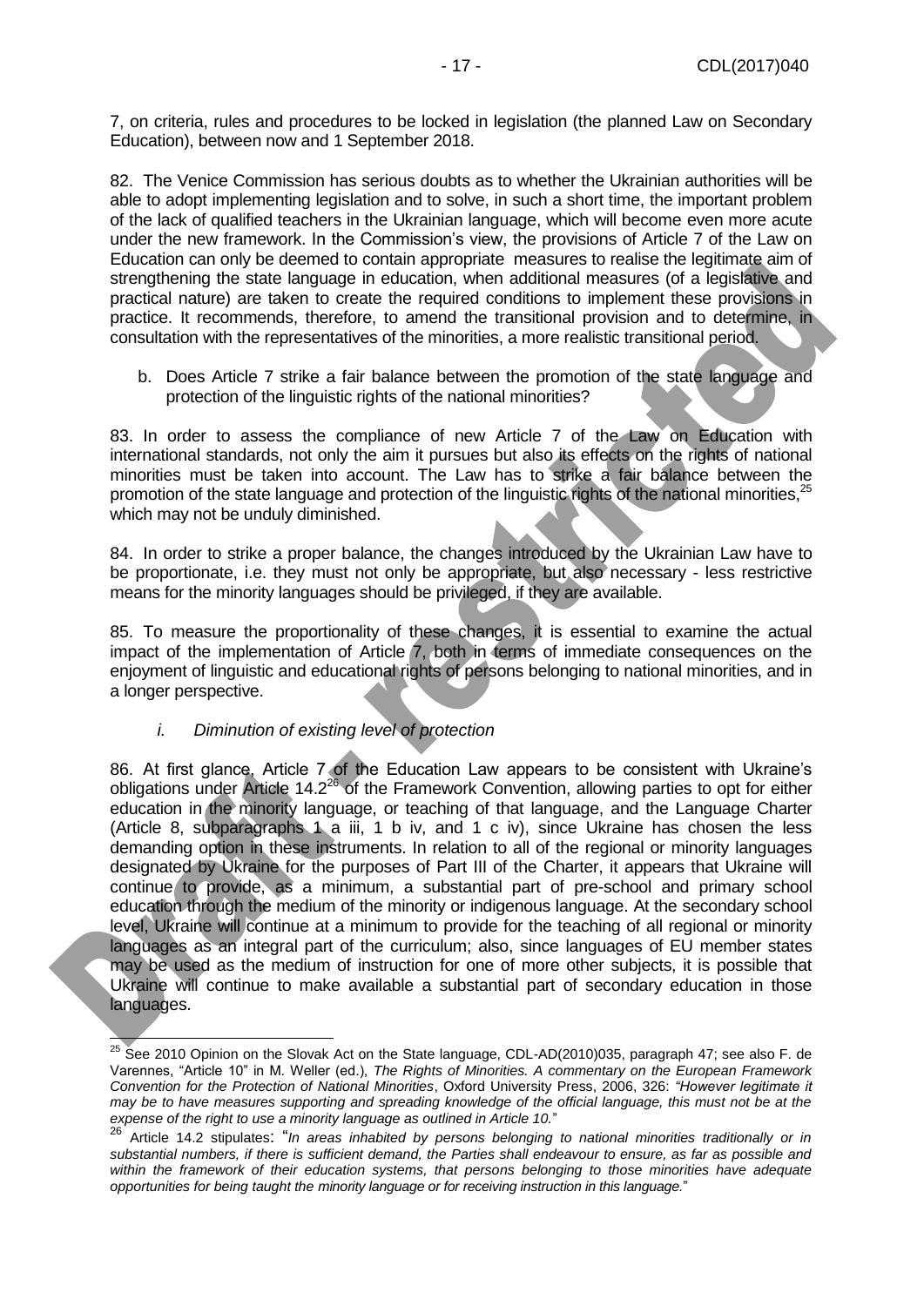7, on criteria, rules and procedures to be locked in legislation (the planned Law on Secondary Education), between now and 1 September 2018.

82. The Venice Commission has serious doubts as to whether the Ukrainian authorities will be able to adopt implementing legislation and to solve, in such a short time, the important problem of the lack of qualified teachers in the Ukrainian language, which will become even more acute under the new framework. In the Commission's view, the provisions of Article 7 of the Law on Education can only be deemed to contain appropriate measures to realise the legitimate aim of strengthening the state language in education, when additional measures (of a legislative and practical nature) are taken to create the required conditions to implement these provisions in practice. It recommends, therefore, to amend the transitional provision and to determine, in consultation with the representatives of the minorities, a more realistic transitional period.

b. Does Article 7 strike a fair balance between the promotion of the state language and protection of the linguistic rights of the national minorities?

83. In order to assess the compliance of new Article 7 of the Law on Education with international standards, not only the aim it pursues but also its effects on the rights of national minorities must be taken into account. The Law has to strike a fair balance between the promotion of the state language and protection of the linguistic rights of the national minorities,[25] which may not be unduly diminished.

84. In order to strike a proper balance, the changes introduced by the Ukrainian Law have to be proportionate, i.e. they must not only be appropriate, but also necessary - less restrictive means for the minority languages should be privileged, if they are available.

85. To measure the proportionality of these changes, it is essential to examine the actual impact of the implementation of Article 7, both in terms of immediate consequences on the enjoyment of linguistic and educational rights of persons belonging to national minorities, and in a longer perspective.

*i. Diminution of existing level of protection*

86. At first glance, Article 7 of the Education Law appears to be consistent with Ukraine's obligations under Article 14.2[26] of the Framework Convention, allowing parties to opt for either education in the minority language, or teaching of that language, and the Language Charter (Article 8, subparagraphs 1 a iii, 1 b iv, and 1 c iv), since Ukraine has chosen the less demanding option in these instruments. In relation to all of the regional or minority languages designated by Ukraine for the purposes of Part III of the Charter, it appears that Ukraine will continue to provide, as a minimum, a substantial part of pre-school and primary school education through the medium of the minority or indigenous language. At the secondary school level, Ukraine will continue at a minimum to provide for the teaching of all regional or minority languages as an integral part of the curriculum; also, since languages of EU member states may be used as the medium of instruction for one of more other subjects, it is possible that Ukraine will continue to make available a substantial part of secondary education in those languages.

---

[25] See 2010 Opinion on the Slovak Act on the State language, CDL-AD(2010)035, paragraph 47; see also F. de Varennes, "Article 10" in M. Weller (ed.), *The Rights of Minorities. A commentary on the European Framework Convention for the Protection of National Minorities*, Oxford University Press, 2006, 326: *"However legitimate it may be to have measures supporting and spreading knowledge of the official language, this must not be at the expense of the right to use a minority language as outlined in Article 10."*

[26] Article 14.2 stipulates: "*In areas inhabited by persons belonging to national minorities traditionally or in substantial numbers, if there is sufficient demand, the Parties shall endeavour to ensure, as far as possible and within the framework of their education systems, that persons belonging to those minorities have adequate opportunities for being taught the minority language or for receiving instruction in this language.*"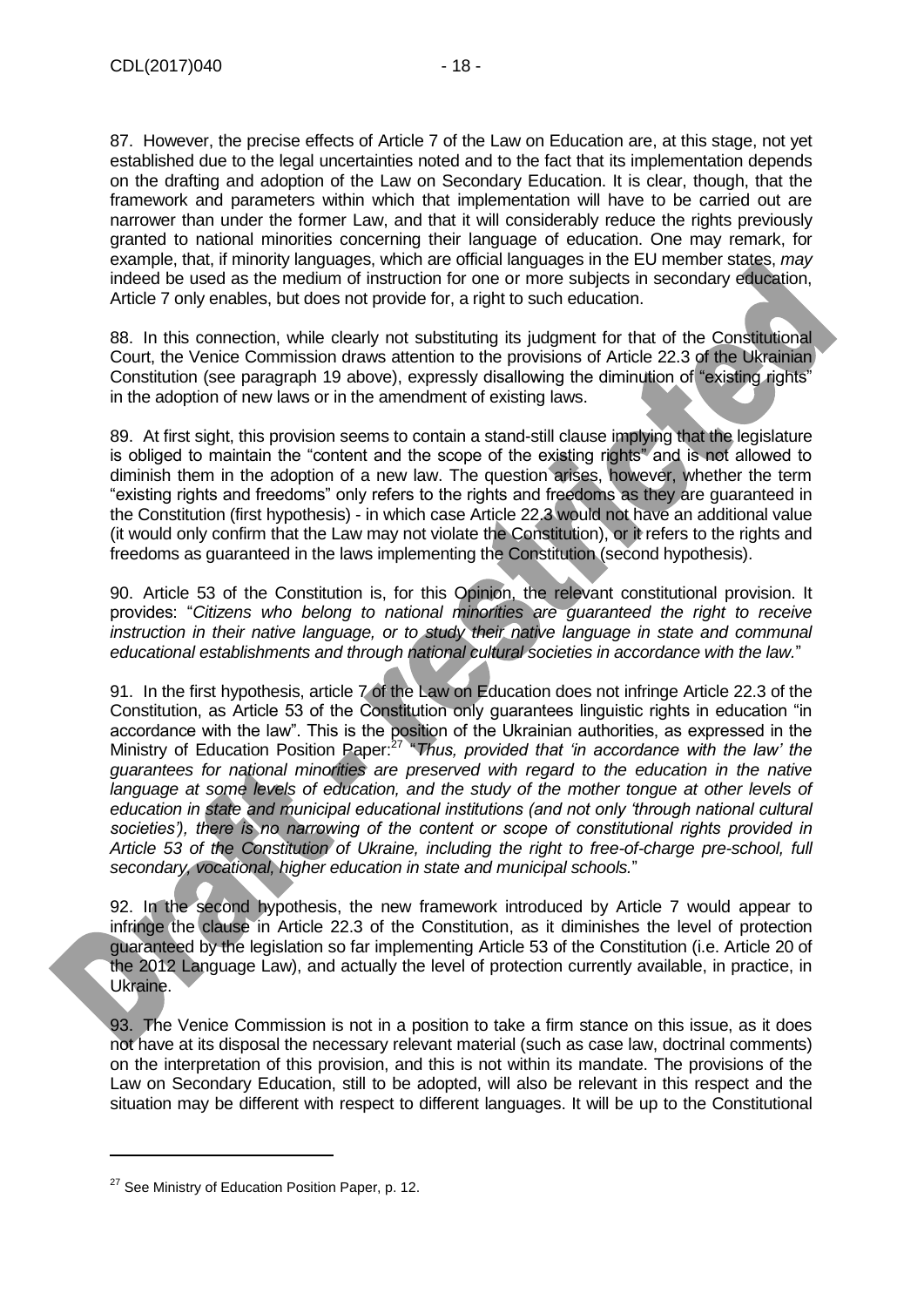87. However, the precise effects of Article 7 of the Law on Education are, at this stage, not yet established due to the legal uncertainties noted and to the fact that its implementation depends on the drafting and adoption of the Law on Secondary Education. It is clear, though, that the framework and parameters within which that implementation will have to be carried out are narrower than under the former Law, and that it will considerably reduce the rights previously granted to national minorities concerning their language of education. One may remark, for example, that, if minority languages, which are official languages in the EU member states, *may* indeed be used as the medium of instruction for one or more subjects in secondary education, Article 7 only enables, but does not provide for, a right to such education.

88. In this connection, while clearly not substituting its judgment for that of the Constitutional Court, the Venice Commission draws attention to the provisions of Article 22.3 of the Ukrainian Constitution (see paragraph 19 above), expressly disallowing the diminution of "existing rights" in the adoption of new laws or in the amendment of existing laws.

89. At first sight, this provision seems to contain a stand-still clause implying that the legislature is obliged to maintain the "content and the scope of the existing rights" and is not allowed to diminish them in the adoption of a new law. The question arises, however, whether the term "existing rights and freedoms" only refers to the rights and freedoms as they are guaranteed in the Constitution (first hypothesis) - in which case Article 22.3 would not have an additional value (it would only confirm that the Law may not violate the Constitution), or it refers to the rights and freedoms as guaranteed in the laws implementing the Constitution (second hypothesis).

90. Article 53 of the Constitution is, for this Opinion, the relevant constitutional provision. It provides: "*Citizens who belong to national minorities are guaranteed the right to receive instruction in their native language, or to study their native language in state and communal educational establishments and through national cultural societies in accordance with the law.*"

91. In the first hypothesis, article 7 of the Law on Education does not infringe Article 22.3 of the Constitution, as Article 53 of the Constitution only guarantees linguistic rights in education "in accordance with the law". This is the position of the Ukrainian authorities, as expressed in the Ministry of Education Position Paper:[27] "*Thus, provided that 'in accordance with the law' the guarantees for national minorities are preserved with regard to the education in the native language at some levels of education, and the study of the mother tongue at other levels of education in state and municipal educational institutions (and not only 'through national cultural societies'), there is no narrowing of the content or scope of constitutional rights provided in Article 53 of the Constitution of Ukraine, including the right to free-of-charge pre-school, full secondary, vocational, higher education in state and municipal schools.*"

92. In the second hypothesis, the new framework introduced by Article 7 would appear to infringe the clause in Article 22.3 of the Constitution, as it diminishes the level of protection guaranteed by the legislation so far implementing Article 53 of the Constitution (i.e. Article 20 of the 2012 Language Law), and actually the level of protection currently available, in practice, in Ukraine.

93. The Venice Commission is not in a position to take a firm stance on this issue, as it does not have at its disposal the necessary relevant material (such as case law, doctrinal comments) on the interpretation of this provision, and this is not within its mandate. The provisions of the Law on Secondary Education, still to be adopted, will also be relevant in this respect and the situation may be different with respect to different languages. It will be up to the Constitutional

---

[27] See Ministry of Education Position Paper, p. 12.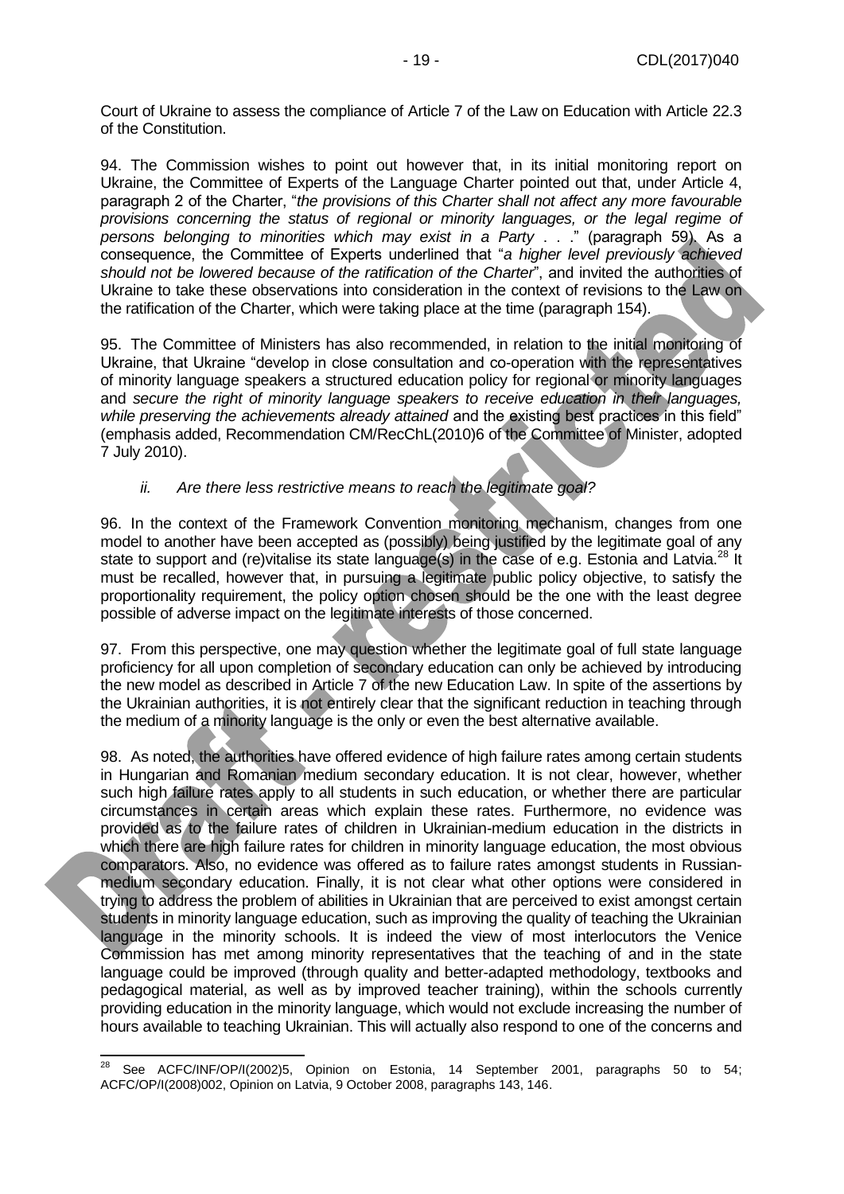Court of Ukraine to assess the compliance of Article 7 of the Law on Education with Article 22.3 of the Constitution.

94. The Commission wishes to point out however that, in its initial monitoring report on Ukraine, the Committee of Experts of the Language Charter pointed out that, under Article 4, paragraph 2 of the Charter, "*the provisions of this Charter shall not affect any more favourable provisions concerning the status of regional or minority languages, or the legal regime of persons belonging to minorities which may exist in a Party* . . ." (paragraph 59). As a consequence, the Committee of Experts underlined that "*a higher level previously achieved should not be lowered because of the ratification of the Charter*", and invited the authorities of Ukraine to take these observations into consideration in the context of revisions to the Law on the ratification of the Charter, which were taking place at the time (paragraph 154).

95. The Committee of Ministers has also recommended, in relation to the initial monitoring of Ukraine, that Ukraine "develop in close consultation and co-operation with the representatives of minority language speakers a structured education policy for regional or minority languages and *secure the right of minority language speakers to receive education in their languages, while preserving the achievements already attained* and the existing best practices in this field" (emphasis added, Recommendation CM/RecChL(2010)6 of the Committee of Minister, adopted 7 July 2010).

*ii. Are there less restrictive means to reach the legitimate goal?*

96. In the context of the Framework Convention monitoring mechanism, changes from one model to another have been accepted as (possibly) being justified by the legitimate goal of any state to support and (re)vitalise its state language(s) in the case of e.g. Estonia and Latvia.[28] It must be recalled, however that, in pursuing a legitimate public policy objective, to satisfy the proportionality requirement, the policy option chosen should be the one with the least degree possible of adverse impact on the legitimate interests of those concerned.

97. From this perspective, one may question whether the legitimate goal of full state language proficiency for all upon completion of secondary education can only be achieved by introducing the new model as described in Article 7 of the new Education Law. In spite of the assertions by the Ukrainian authorities, it is not entirely clear that the significant reduction in teaching through the medium of a minority language is the only or even the best alternative available.

98. As noted, the authorities have offered evidence of high failure rates among certain students in Hungarian and Romanian medium secondary education. It is not clear, however, whether such high failure rates apply to all students in such education, or whether there are particular circumstances in certain areas which explain these rates. Furthermore, no evidence was provided as to the failure rates of children in Ukrainian-medium education in the districts in which there are high failure rates for children in minority language education, the most obvious comparators. Also, no evidence was offered as to failure rates amongst students in Russian-medium secondary education. Finally, it is not clear what other options were considered in trying to address the problem of abilities in Ukrainian that are perceived to exist amongst certain students in minority language education, such as improving the quality of teaching the Ukrainian language in the minority schools. It is indeed the view of most interlocutors the Venice Commission has met among minority representatives that the teaching of and in the state language could be improved (through quality and better-adapted methodology, textbooks and pedagogical material, as well as by improved teacher training), within the schools currently providing education in the minority language, which would not exclude increasing the number of hours available to teaching Ukrainian. This will actually also respond to one of the concerns and

[28] See ACFC/INF/OP/I(2002)5, Opinion on Estonia, 14 September 2001, paragraphs 50 to 54; ACFC/OP/I(2008)002, Opinion on Latvia, 9 October 2008, paragraphs 143, 146.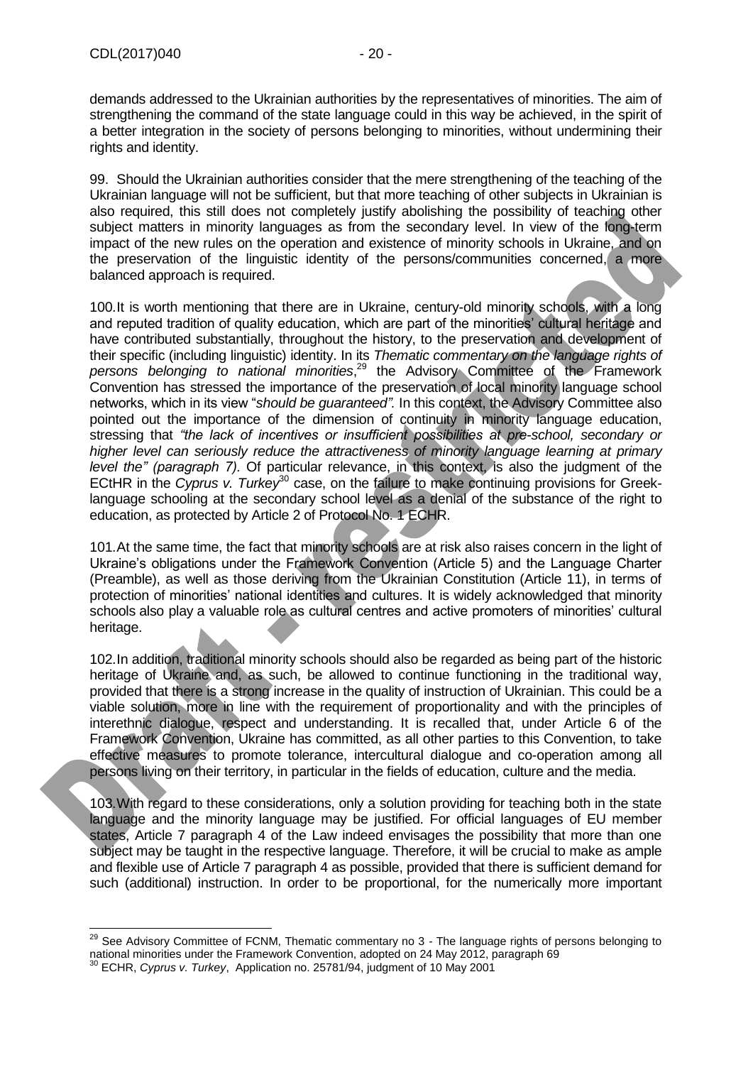demands addressed to the Ukrainian authorities by the representatives of minorities. The aim of strengthening the command of the state language could in this way be achieved, in the spirit of a better integration in the society of persons belonging to minorities, without undermining their rights and identity.

99. Should the Ukrainian authorities consider that the mere strengthening of the teaching of the Ukrainian language will not be sufficient, but that more teaching of other subjects in Ukrainian is also required, this still does not completely justify abolishing the possibility of teaching other subject matters in minority languages as from the secondary level. In view of the long-term impact of the new rules on the operation and existence of minority schools in Ukraine, and on the preservation of the linguistic identity of the persons/communities concerned, a more balanced approach is required.

100. It is worth mentioning that there are in Ukraine, century-old minority schools, with a long and reputed tradition of quality education, which are part of the minorities' cultural heritage and have contributed substantially, throughout the history, to the preservation and development of their specific (including linguistic) identity. In its *Thematic commentary on the language rights of persons belonging to national minorities*,[29] the Advisory Committee of the Framework Convention has stressed the importance of the preservation of local minority language school networks, which in its view "*should be guaranteed".* In this context, the Advisory Committee also pointed out the importance of the dimension of continuity in minority language education, stressing that *"the lack of incentives or insufficient possibilities at pre-school, secondary or higher level can seriously reduce the attractiveness of minority language learning at primary level the" (paragraph 7).* Of particular relevance, in this context, is also the judgment of the ECtHR in the *Cyprus v. Turkey*[30] case, on the failure to make continuing provisions for Greek-language schooling at the secondary school level as a denial of the substance of the right to education, as protected by Article 2 of Protocol No. 1 ECHR.

101. At the same time, the fact that minority schools are at risk also raises concern in the light of Ukraine's obligations under the Framework Convention (Article 5) and the Language Charter (Preamble), as well as those deriving from the Ukrainian Constitution (Article 11), in terms of protection of minorities' national identities and cultures. It is widely acknowledged that minority schools also play a valuable role as cultural centres and active promoters of minorities' cultural heritage.

102. In addition, traditional minority schools should also be regarded as being part of the historic heritage of Ukraine and, as such, be allowed to continue functioning in the traditional way, provided that there is a strong increase in the quality of instruction of Ukrainian. This could be a viable solution, more in line with the requirement of proportionality and with the principles of interethnic dialogue, respect and understanding. It is recalled that, under Article 6 of the Framework Convention, Ukraine has committed, as all other parties to this Convention, to take effective measures to promote tolerance, intercultural dialogue and co-operation among all persons living on their territory, in particular in the fields of education, culture and the media.

103. With regard to these considerations, only a solution providing for teaching both in the state language and the minority language may be justified. For official languages of EU member states, Article 7 paragraph 4 of the Law indeed envisages the possibility that more than one subject may be taught in the respective language. Therefore, it will be crucial to make as ample and flexible use of Article 7 paragraph 4 as possible, provided that there is sufficient demand for such (additional) instruction. In order to be proportional, for the numerically more important

---

[29] See Advisory Committee of FCNM, Thematic commentary no 3 - The language rights of persons belonging to national minorities under the Framework Convention, adopted on 24 May 2012, paragraph 69

[30] ECHR, *Cyprus v. Turkey*, Application no. 25781/94, judgment of 10 May 2001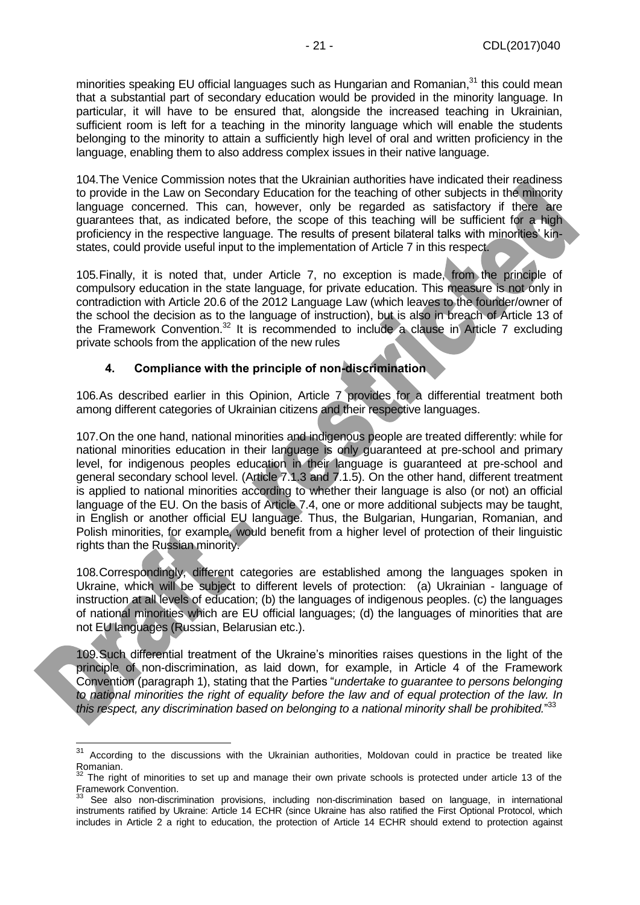minorities speaking EU official languages such as Hungarian and Romanian,[31] this could mean that a substantial part of secondary education would be provided in the minority language. In particular, it will have to be ensured that, alongside the increased teaching in Ukrainian, sufficient room is left for a teaching in the minority language which will enable the students belonging to the minority to attain a sufficiently high level of oral and written proficiency in the language, enabling them to also address complex issues in their native language.

104.The Venice Commission notes that the Ukrainian authorities have indicated their readiness to provide in the Law on Secondary Education for the teaching of other subjects in the minority language concerned. This can, however, only be regarded as satisfactory if there are guarantees that, as indicated before, the scope of this teaching will be sufficient for a high proficiency in the respective language. The results of present bilateral talks with minorities' kin-states, could provide useful input to the implementation of Article 7 in this respect.

105.Finally, it is noted that, under Article 7, no exception is made, from the principle of compulsory education in the state language, for private education. This measure is not only in contradiction with Article 20.6 of the 2012 Language Law (which leaves to the founder/owner of the school the decision as to the language of instruction), but is also in breach of Article 13 of the Framework Convention.[32] It is recommended to include a clause in Article 7 excluding private schools from the application of the new rules

### 4. Compliance with the principle of non-discrimination

106.As described earlier in this Opinion, Article 7 provides for a differential treatment both among different categories of Ukrainian citizens and their respective languages.

107.On the one hand, national minorities and indigenous people are treated differently: while for national minorities education in their language is only guaranteed at pre-school and primary level, for indigenous peoples education in their language is guaranteed at pre-school and general secondary school level. (Article 7.1.3 and 7.1.5). On the other hand, different treatment is applied to national minorities according to whether their language is also (or not) an official language of the EU. On the basis of Article 7.4, one or more additional subjects may be taught, in English or another official EU language. Thus, the Bulgarian, Hungarian, Romanian, and Polish minorities, for example, would benefit from a higher level of protection of their linguistic rights than the Russian minority.

108.Correspondingly, different categories are established among the languages spoken in Ukraine, which will be subject to different levels of protection: (a) Ukrainian - language of instruction at all levels of education; (b) the languages of indigenous peoples. (c) the languages of national minorities which are EU official languages; (d) the languages of minorities that are not EU languages (Russian, Belarusian etc.).

109.Such differential treatment of the Ukraine's minorities raises questions in the light of the principle of non-discrimination, as laid down, for example, in Article 4 of the Framework Convention (paragraph 1), stating that the Parties "*undertake to guarantee to persons belonging to national minorities the right of equality before the law and of equal protection of the law. In this respect, any discrimination based on belonging to a national minority shall be prohibited.*"[33]

---

[31] According to the discussions with the Ukrainian authorities, Moldovan could in practice be treated like Romanian.

[32] The right of minorities to set up and manage their own private schools is protected under article 13 of the Framework Convention.

[33] See also non-discrimination provisions, including non-discrimination based on language, in international instruments ratified by Ukraine: Article 14 ECHR (since Ukraine has also ratified the First Optional Protocol, which includes in Article 2 a right to education, the protection of Article 14 ECHR should extend to protection against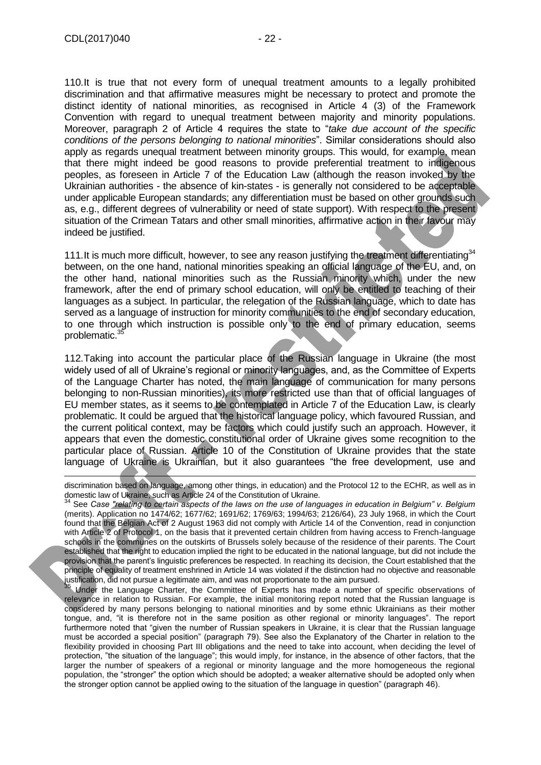110.It is true that not every form of unequal treatment amounts to a legally prohibited discrimination and that affirmative measures might be necessary to protect and promote the distinct identity of national minorities, as recognised in Article 4 (3) of the Framework Convention with regard to unequal treatment between majority and minority populations. Moreover, paragraph 2 of Article 4 requires the state to "*take due account of the specific conditions of the persons belonging to national minorities*". Similar considerations should also apply as regards unequal treatment between minority groups. This would, for example, mean that there might indeed be good reasons to provide preferential treatment to indigenous peoples, as foreseen in Article 7 of the Education Law (although the reason invoked by the Ukrainian authorities - the absence of kin-states - is generally not considered to be acceptable under applicable European standards; any differentiation must be based on other grounds such as, e.g., different degrees of vulnerability or need of state support). With respect to the present situation of the Crimean Tatars and other small minorities, affirmative action in their favour may indeed be justified.

111.It is much more difficult, however, to see any reason justifying the treatment differentiating[34] between, on the one hand, national minorities speaking an official language of the EU, and, on the other hand, national minorities such as the Russian minority which, under the new framework, after the end of primary school education, will only be entitled to teaching of their languages as a subject. In particular, the relegation of the Russian language, which to date has served as a language of instruction for minority communities to the end of secondary education, to one through which instruction is possible only to the end of primary education, seems problematic.[35]

112.Taking into account the particular place of the Russian language in Ukraine (the most widely used of all of Ukraine's regional or minority languages, and, as the Committee of Experts of the Language Charter has noted, the main language of communication for many persons belonging to non-Russian minorities), its more restricted use than that of official languages of EU member states, as it seems to be contemplated in Article 7 of the Education Law, is clearly problematic. It could be argued that the historical language policy, which favoured Russian, and the current political context, may be factors which could justify such an approach. However, it appears that even the domestic constitutional order of Ukraine gives some recognition to the particular place of Russian. Article 10 of the Constitution of Ukraine provides that the state language of Ukraine is Ukrainian, but it also guarantees "the free development, use and

---

discrimination based on language, among other things, in education) and the Protocol 12 to the ECHR, as well as in domestic law of Ukraine, such as Article 24 of the Constitution of Ukraine.

[34] See *Case "relating to certain aspects of the laws on the use of languages in education in Belgium" v. Belgium* (merits). Application no 1474/62; 1677/62; 1691/62; 1769/63; 1994/63; 2126/64), 23 July 1968, in which the Court found that the Belgian Act of 2 August 1963 did not comply with Article 14 of the Convention, read in conjunction with Article 2 of Protocol 1, on the basis that it prevented certain children from having access to French-language schools in the communes on the outskirts of Brussels solely because of the residence of their parents. The Court established that the right to education implied the right to be educated in the national language, but did not include the provision that the parent's linguistic preferences be respected. In reaching its decision, the Court established that the principle of equality of treatment enshrined in Article 14 was violated if the distinction had no objective and reasonable justification, did not pursue a legitimate aim, and was not proportionate to the aim pursued.

[35] Under the Language Charter, the Committee of Experts has made a number of specific observations of relevance in relation to Russian. For example, the initial monitoring report noted that the Russian language is considered by many persons belonging to national minorities and by some ethnic Ukrainians as their mother tongue, and, "it is therefore not in the same position as other regional or minority languages". The report furthermore noted that "given the number of Russian speakers in Ukraine, it is clear that the Russian language must be accorded a special position" (paragraph 79). See also the Explanatory of the Charter in relation to the flexibility provided in choosing Part III obligations and the need to take into account, when deciding the level of protection, "the situation of the language"; this would imply, for instance, in the absence of other factors, that the larger the number of speakers of a regional or minority language and the more homogeneous the regional population, the "stronger" the option which should be adopted; a weaker alternative should be adopted only when the stronger option cannot be applied owing to the situation of the language in question" (paragraph 46).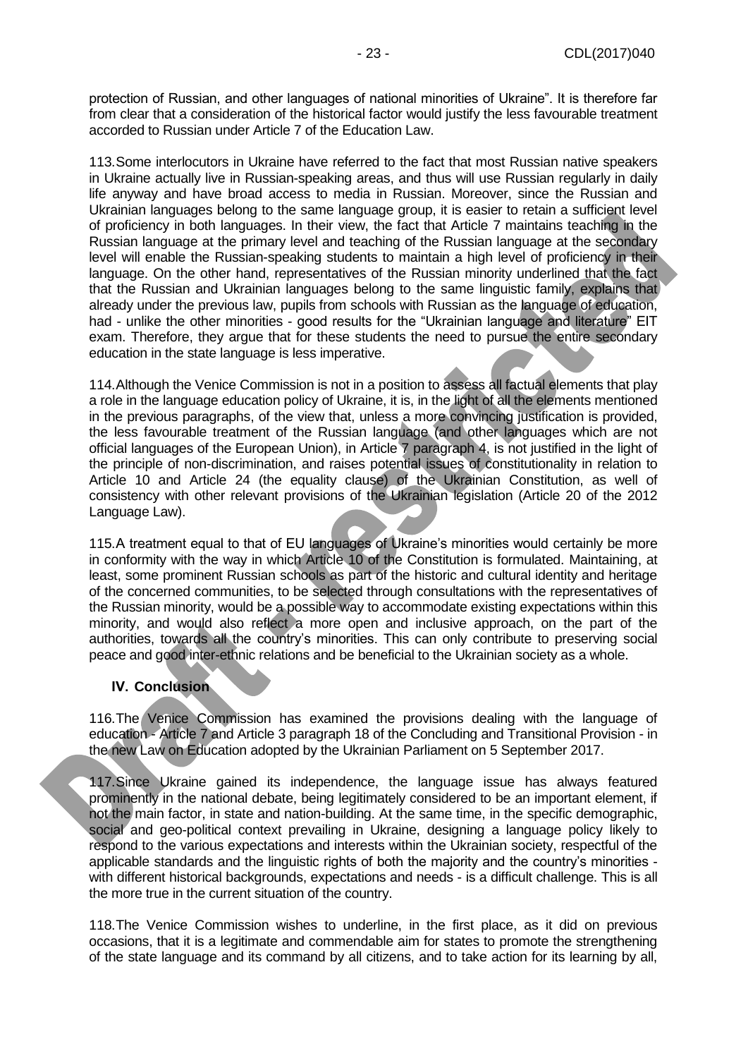protection of Russian, and other languages of national minorities of Ukraine". It is therefore far from clear that a consideration of the historical factor would justify the less favourable treatment accorded to Russian under Article 7 of the Education Law.

113.Some interlocutors in Ukraine have referred to the fact that most Russian native speakers in Ukraine actually live in Russian-speaking areas, and thus will use Russian regularly in daily life anyway and have broad access to media in Russian. Moreover, since the Russian and Ukrainian languages belong to the same language group, it is easier to retain a sufficient level of proficiency in both languages. In their view, the fact that Article 7 maintains teaching in the Russian language at the primary level and teaching of the Russian language at the secondary level will enable the Russian-speaking students to maintain a high level of proficiency in their language. On the other hand, representatives of the Russian minority underlined that the fact that the Russian and Ukrainian languages belong to the same linguistic family, explains that already under the previous law, pupils from schools with Russian as the language of education, had - unlike the other minorities - good results for the "Ukrainian language and literature" EIT exam. Therefore, they argue that for these students the need to pursue the entire secondary education in the state language is less imperative.

114.Although the Venice Commission is not in a position to assess all factual elements that play a role in the language education policy of Ukraine, it is, in the light of all the elements mentioned in the previous paragraphs, of the view that, unless a more convincing justification is provided, the less favourable treatment of the Russian language (and other languages which are not official languages of the European Union), in Article 7 paragraph 4, is not justified in the light of the principle of non-discrimination, and raises potential issues of constitutionality in relation to Article 10 and Article 24 (the equality clause) of the Ukrainian Constitution, as well of consistency with other relevant provisions of the Ukrainian legislation (Article 20 of the 2012 Language Law).

115.A treatment equal to that of EU languages of Ukraine's minorities would certainly be more in conformity with the way in which Article 10 of the Constitution is formulated. Maintaining, at least, some prominent Russian schools as part of the historic and cultural identity and heritage of the concerned communities, to be selected through consultations with the representatives of the Russian minority, would be a possible way to accommodate existing expectations within this minority, and would also reflect a more open and inclusive approach, on the part of the authorities, towards all the country's minorities. This can only contribute to preserving social peace and good inter-ethnic relations and be beneficial to the Ukrainian society as a whole.

## IV. Conclusion

116.The Venice Commission has examined the provisions dealing with the language of education - Article 7 and Article 3 paragraph 18 of the Concluding and Transitional Provision - in the new Law on Education adopted by the Ukrainian Parliament on 5 September 2017.

117.Since Ukraine gained its independence, the language issue has always featured prominently in the national debate, being legitimately considered to be an important element, if not the main factor, in state and nation-building. At the same time, in the specific demographic, social and geo-political context prevailing in Ukraine, designing a language policy likely to respond to the various expectations and interests within the Ukrainian society, respectful of the applicable standards and the linguistic rights of both the majority and the country's minorities - with different historical backgrounds, expectations and needs - is a difficult challenge. This is all the more true in the current situation of the country.

118.The Venice Commission wishes to underline, in the first place, as it did on previous occasions, that it is a legitimate and commendable aim for states to promote the strengthening of the state language and its command by all citizens, and to take action for its learning by all,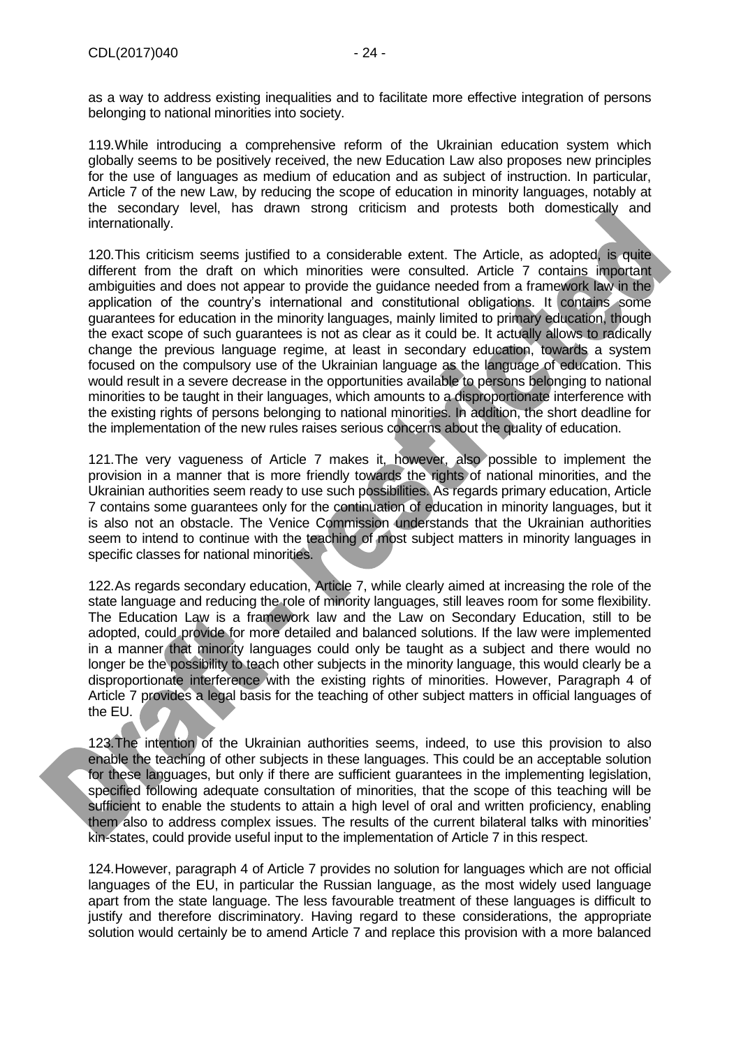as a way to address existing inequalities and to facilitate more effective integration of persons belonging to national minorities into society.

119.While introducing a comprehensive reform of the Ukrainian education system which globally seems to be positively received, the new Education Law also proposes new principles for the use of languages as medium of education and as subject of instruction. In particular, Article 7 of the new Law, by reducing the scope of education in minority languages, notably at the secondary level, has drawn strong criticism and protests both domestically and internationally.

120.This criticism seems justified to a considerable extent. The Article, as adopted, is quite different from the draft on which minorities were consulted. Article 7 contains important ambiguities and does not appear to provide the guidance needed from a framework law in the application of the country's international and constitutional obligations. It contains some guarantees for education in the minority languages, mainly limited to primary education, though the exact scope of such guarantees is not as clear as it could be. It actually allows to radically change the previous language regime, at least in secondary education, towards a system focused on the compulsory use of the Ukrainian language as the language of education. This would result in a severe decrease in the opportunities available to persons belonging to national minorities to be taught in their languages, which amounts to a disproportionate interference with the existing rights of persons belonging to national minorities. In addition, the short deadline for the implementation of the new rules raises serious concerns about the quality of education.

121.The very vagueness of Article 7 makes it, however, also possible to implement the provision in a manner that is more friendly towards the rights of national minorities, and the Ukrainian authorities seem ready to use such possibilities. As regards primary education, Article 7 contains some guarantees only for the continuation of education in minority languages, but it is also not an obstacle. The Venice Commission understands that the Ukrainian authorities seem to intend to continue with the teaching of most subject matters in minority languages in specific classes for national minorities.

122.As regards secondary education, Article 7, while clearly aimed at increasing the role of the state language and reducing the role of minority languages, still leaves room for some flexibility. The Education Law is a framework law and the Law on Secondary Education, still to be adopted, could provide for more detailed and balanced solutions. If the law were implemented in a manner that minority languages could only be taught as a subject and there would no longer be the possibility to teach other subjects in the minority language, this would clearly be a disproportionate interference with the existing rights of minorities. However, Paragraph 4 of Article 7 provides a legal basis for the teaching of other subject matters in official languages of the EU.

123.The intention of the Ukrainian authorities seems, indeed, to use this provision to also enable the teaching of other subjects in these languages. This could be an acceptable solution for these languages, but only if there are sufficient guarantees in the implementing legislation, specified following adequate consultation of minorities, that the scope of this teaching will be sufficient to enable the students to attain a high level of oral and written proficiency, enabling them also to address complex issues. The results of the current bilateral talks with minorities' kin-states, could provide useful input to the implementation of Article 7 in this respect.

124.However, paragraph 4 of Article 7 provides no solution for languages which are not official languages of the EU, in particular the Russian language, as the most widely used language apart from the state language. The less favourable treatment of these languages is difficult to justify and therefore discriminatory. Having regard to these considerations, the appropriate solution would certainly be to amend Article 7 and replace this provision with a more balanced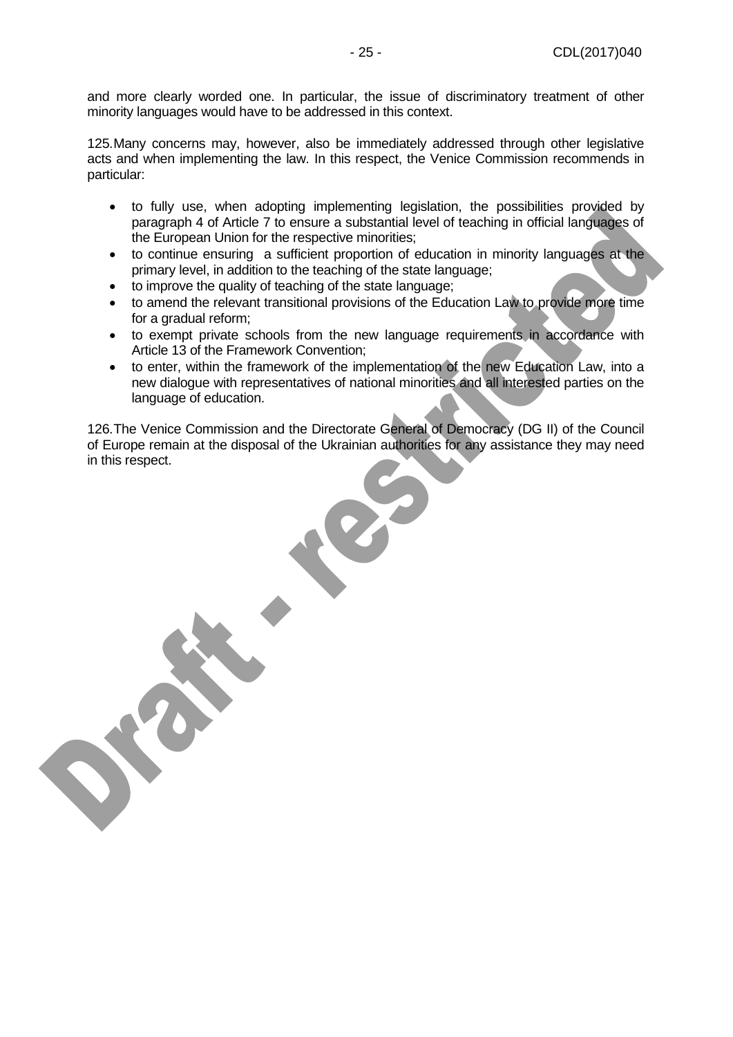and more clearly worded one. In particular, the issue of discriminatory treatment of other minority languages would have to be addressed in this context.

125. Many concerns may, however, also be immediately addressed through other legislative acts and when implementing the law. In this respect, the Venice Commission recommends in particular:

- to fully use, when adopting implementing legislation, the possibilities provided by paragraph 4 of Article 7 to ensure a substantial level of teaching in official languages of the European Union for the respective minorities;
- to continue ensuring a sufficient proportion of education in minority languages at the primary level, in addition to the teaching of the state language;
- to improve the quality of teaching of the state language;
- to amend the relevant transitional provisions of the Education Law to provide more time for a gradual reform;
- to exempt private schools from the new language requirements in accordance with Article 13 of the Framework Convention;
- to enter, within the framework of the implementation of the new Education Law, into a new dialogue with representatives of national minorities and all interested parties on the language of education.

126. The Venice Commission and the Directorate General of Democracy (DG II) of the Council of Europe remain at the disposal of the Ukrainian authorities for any assistance they may need in this respect.